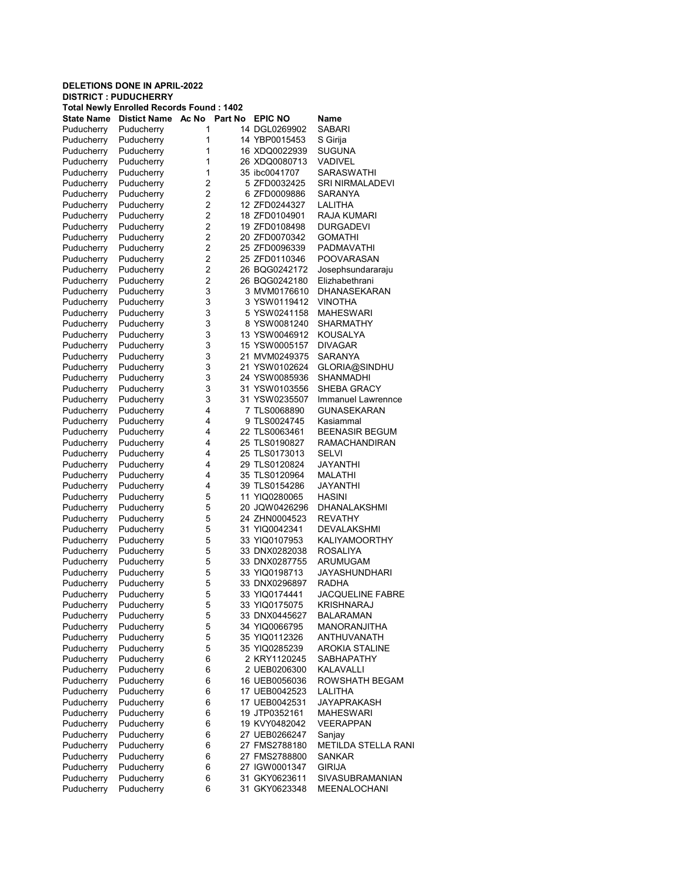**DELETIONS DONE IN APRIL-2022**
**DISTRICT : PUDUCHERRY**
**Total Newly Enrolled Records Found : 1402**

| State Name | Distict Name | Ac No | Part No | EPIC NO | Name |
|---|---|---|---|---|---|
| Puducherry | Puducherry | 1 | 14 | DGL0269902 | SABARI |
| Puducherry | Puducherry | 1 | 14 | YBP0015453 | S Girija |
| Puducherry | Puducherry | 1 | 16 | XDQ0022939 | SUGUNA |
| Puducherry | Puducherry | 1 | 26 | XDQ0080713 | VADIVEL |
| Puducherry | Puducherry | 1 | 35 | ibc0041707 | SARASWATHI |
| Puducherry | Puducherry | 2 | 5 | ZFD0032425 | SRI NIRMALADEVI |
| Puducherry | Puducherry | 2 | 6 | ZFD0009886 | SARANYA |
| Puducherry | Puducherry | 2 | 12 | ZFD0244327 | LALITHA |
| Puducherry | Puducherry | 2 | 18 | ZFD0104901 | RAJA KUMARI |
| Puducherry | Puducherry | 2 | 19 | ZFD0108498 | DURGADEVI |
| Puducherry | Puducherry | 2 | 20 | ZFD0070342 | GOMATHI |
| Puducherry | Puducherry | 2 | 25 | ZFD0096339 | PADMAVATHI |
| Puducherry | Puducherry | 2 | 25 | ZFD0110346 | POOVARASAN |
| Puducherry | Puducherry | 2 | 26 | BQG0242172 | Josephsundararaju |
| Puducherry | Puducherry | 2 | 26 | BQG0242180 | Elizhabethrani |
| Puducherry | Puducherry | 3 | 3 | MVM0176610 | DHANASEKARAN |
| Puducherry | Puducherry | 3 | 3 | YSW0119412 | VINOTHA |
| Puducherry | Puducherry | 3 | 5 | YSW0241158 | MAHESWARI |
| Puducherry | Puducherry | 3 | 8 | YSW0081240 | SHARMATHY |
| Puducherry | Puducherry | 3 | 13 | YSW0046912 | KOUSALYA |
| Puducherry | Puducherry | 3 | 15 | YSW0005157 | DIVAGAR |
| Puducherry | Puducherry | 3 | 21 | MVM0249375 | SARANYA |
| Puducherry | Puducherry | 3 | 21 | YSW0102624 | GLORIA@SINDHU |
| Puducherry | Puducherry | 3 | 24 | YSW0085936 | SHANMADHI |
| Puducherry | Puducherry | 3 | 31 | YSW0103556 | SHEBA GRACY |
| Puducherry | Puducherry | 3 | 31 | YSW0235507 | Immanuel Lawrennce |
| Puducherry | Puducherry | 4 | 7 | TLS0068890 | GUNASEKARAN |
| Puducherry | Puducherry | 4 | 9 | TLS0024745 | Kasiammal |
| Puducherry | Puducherry | 4 | 22 | TLS0063461 | BEENASIR BEGUM |
| Puducherry | Puducherry | 4 | 25 | TLS0190827 | RAMACHANDIRAN |
| Puducherry | Puducherry | 4 | 25 | TLS0173013 | SELVI |
| Puducherry | Puducherry | 4 | 29 | TLS0120824 | JAYANTHI |
| Puducherry | Puducherry | 4 | 35 | TLS0120964 | MALATHI |
| Puducherry | Puducherry | 4 | 39 | TLS0154286 | JAYANTHI |
| Puducherry | Puducherry | 5 | 11 | YIQ0280065 | HASINI |
| Puducherry | Puducherry | 5 | 20 | JQW0426296 | DHANALAKSHMI |
| Puducherry | Puducherry | 5 | 24 | ZHN0004523 | REVATHY |
| Puducherry | Puducherry | 5 | 31 | YIQ0042341 | DEVALAKSHMI |
| Puducherry | Puducherry | 5 | 33 | YIQ0107953 | KALIYAMOORTHY |
| Puducherry | Puducherry | 5 | 33 | DNX0282038 | ROSALIYA |
| Puducherry | Puducherry | 5 | 33 | DNX0287755 | ARUMUGAM |
| Puducherry | Puducherry | 5 | 33 | YIQ0198713 | JAYASHUNDHARI |
| Puducherry | Puducherry | 5 | 33 | DNX0296897 | RADHA |
| Puducherry | Puducherry | 5 | 33 | YIQ0174441 | JACQUELINE FABRE |
| Puducherry | Puducherry | 5 | 33 | YIQ0175075 | KRISHNARAJ |
| Puducherry | Puducherry | 5 | 33 | DNX0445627 | BALARAMAN |
| Puducherry | Puducherry | 5 | 34 | YIQ0066795 | MANORANJITHA |
| Puducherry | Puducherry | 5 | 35 | YIQ0112326 | ANTHUVANATH |
| Puducherry | Puducherry | 5 | 35 | YIQ0285239 | AROKIA STALINE |
| Puducherry | Puducherry | 6 | 2 | KRY1120245 | SABHAPATHY |
| Puducherry | Puducherry | 6 | 2 | UEB0206300 | KALAVALLI |
| Puducherry | Puducherry | 6 | 16 | UEB0056036 | ROWSHATH BEGAM |
| Puducherry | Puducherry | 6 | 17 | UEB0042523 | LALITHA |
| Puducherry | Puducherry | 6 | 17 | UEB0042531 | JAYAPRAKASH |
| Puducherry | Puducherry | 6 | 19 | JTP0352161 | MAHESWARI |
| Puducherry | Puducherry | 6 | 19 | KVY0482042 | VEERAPPAN |
| Puducherry | Puducherry | 6 | 27 | UEB0266247 | Sanjay |
| Puducherry | Puducherry | 6 | 27 | FMS2788180 | METILDA STELLA RANI |
| Puducherry | Puducherry | 6 | 27 | FMS2788800 | SANKAR |
| Puducherry | Puducherry | 6 | 27 | IGW0001347 | GIRIJA |
| Puducherry | Puducherry | 6 | 31 | GKY0623611 | SIVASUBRAMANIAN |
| Puducherry | Puducherry | 6 | 31 | GKY0623348 | MEENALOCHANI |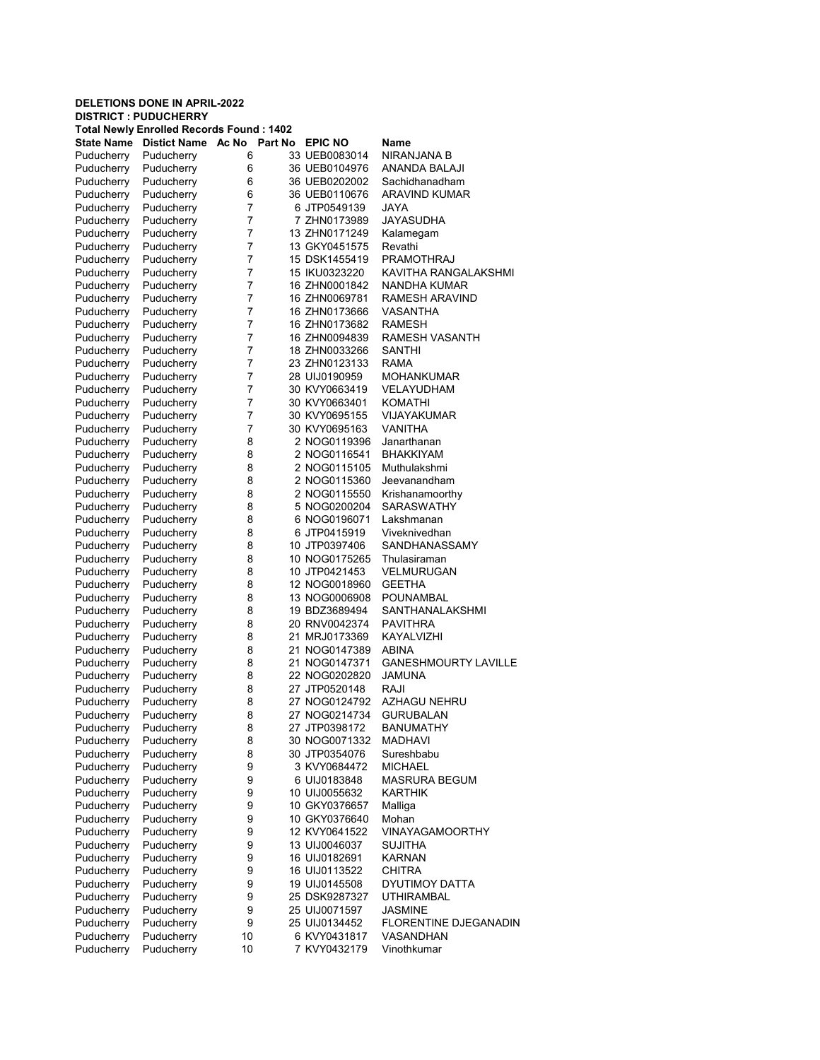**DELETIONS DONE IN APRIL-2022**
**DISTRICT : PUDUCHERRY**
**Total Newly Enrolled Records Found : 1402**

| State Name | Distict Name | Ac No | Part No | EPIC NO | Name |
|---|---|---|---|---|---|
| Puducherry | Puducherry | 6 | 33 | UEB0083014 | NIRANJANA B |
| Puducherry | Puducherry | 6 | 36 | UEB0104976 | ANANDA BALAJI |
| Puducherry | Puducherry | 6 | 36 | UEB0202002 | Sachidhanadham |
| Puducherry | Puducherry | 6 | 36 | UEB0110676 | ARAVIND KUMAR |
| Puducherry | Puducherry | 7 | 6 | JTP0549139 | JAYA |
| Puducherry | Puducherry | 7 | 7 | ZHN0173989 | JAYASUDHA |
| Puducherry | Puducherry | 7 | 13 | ZHN0171249 | Kalamegam |
| Puducherry | Puducherry | 7 | 13 | GKY0451575 | Revathi |
| Puducherry | Puducherry | 7 | 15 | DSK1455419 | PRAMOTHRAJ |
| Puducherry | Puducherry | 7 | 15 | IKU0323220 | KAVITHA RANGALAKSHMI |
| Puducherry | Puducherry | 7 | 16 | ZHN0001842 | NANDHA KUMAR |
| Puducherry | Puducherry | 7 | 16 | ZHN0069781 | RAMESH ARAVIND |
| Puducherry | Puducherry | 7 | 16 | ZHN0173666 | VASANTHA |
| Puducherry | Puducherry | 7 | 16 | ZHN0173682 | RAMESH |
| Puducherry | Puducherry | 7 | 16 | ZHN0094839 | RAMESH VASANTH |
| Puducherry | Puducherry | 7 | 18 | ZHN0033266 | SANTHI |
| Puducherry | Puducherry | 7 | 23 | ZHN0123133 | RAMA |
| Puducherry | Puducherry | 7 | 28 | UIJ0190959 | MOHANKUMAR |
| Puducherry | Puducherry | 7 | 30 | KVY0663419 | VELAYUDHAM |
| Puducherry | Puducherry | 7 | 30 | KVY0663401 | KOMATHI |
| Puducherry | Puducherry | 7 | 30 | KVY0695155 | VIJAYAKUMAR |
| Puducherry | Puducherry | 7 | 30 | KVY0695163 | VANITHA |
| Puducherry | Puducherry | 8 | 2 | NOG0119396 | Janarthanan |
| Puducherry | Puducherry | 8 | 2 | NOG0116541 | BHAKKIYAM |
| Puducherry | Puducherry | 8 | 2 | NOG0115105 | Muthulakshmi |
| Puducherry | Puducherry | 8 | 2 | NOG0115360 | Jeevanandham |
| Puducherry | Puducherry | 8 | 2 | NOG0115550 | Krishanamoorthy |
| Puducherry | Puducherry | 8 | 5 | NOG0200204 | SARASWATHY |
| Puducherry | Puducherry | 8 | 6 | NOG0196071 | Lakshmanan |
| Puducherry | Puducherry | 8 | 6 | JTP0415919 | Viveknivedhan |
| Puducherry | Puducherry | 8 | 10 | JTP0397406 | SANDHANASSAMY |
| Puducherry | Puducherry | 8 | 10 | NOG0175265 | Thulasiraman |
| Puducherry | Puducherry | 8 | 10 | JTP0421453 | VELMURUGAN |
| Puducherry | Puducherry | 8 | 12 | NOG0018960 | GEETHA |
| Puducherry | Puducherry | 8 | 13 | NOG0006908 | POUNAMBAL |
| Puducherry | Puducherry | 8 | 19 | BDZ3689494 | SANTHANALAKSHMI |
| Puducherry | Puducherry | 8 | 20 | RNV0042374 | PAVITHRA |
| Puducherry | Puducherry | 8 | 21 | MRJ0173369 | KAYALVIZHI |
| Puducherry | Puducherry | 8 | 21 | NOG0147389 | ABINA |
| Puducherry | Puducherry | 8 | 21 | NOG0147371 | GANESHMOURTY LAVILLE |
| Puducherry | Puducherry | 8 | 22 | NOG0202820 | JAMUNA |
| Puducherry | Puducherry | 8 | 27 | JTP0520148 | RAJI |
| Puducherry | Puducherry | 8 | 27 | NOG0124792 | AZHAGU NEHRU |
| Puducherry | Puducherry | 8 | 27 | NOG0214734 | GURUBALAN |
| Puducherry | Puducherry | 8 | 27 | JTP0398172 | BANUMATHY |
| Puducherry | Puducherry | 8 | 30 | NOG0071332 | MADHAVI |
| Puducherry | Puducherry | 8 | 30 | JTP0354076 | Sureshbabu |
| Puducherry | Puducherry | 9 | 3 | KVY0684472 | MICHAEL |
| Puducherry | Puducherry | 9 | 6 | UIJ0183848 | MASRURA BEGUM |
| Puducherry | Puducherry | 9 | 10 | UIJ0055632 | KARTHIK |
| Puducherry | Puducherry | 9 | 10 | GKY0376657 | Malliga |
| Puducherry | Puducherry | 9 | 10 | GKY0376640 | Mohan |
| Puducherry | Puducherry | 9 | 12 | KVY0641522 | VINAYAGAMOORTHY |
| Puducherry | Puducherry | 9 | 13 | UIJ0046037 | SUJITHA |
| Puducherry | Puducherry | 9 | 16 | UIJ0182691 | KARNAN |
| Puducherry | Puducherry | 9 | 16 | UIJ0113522 | CHITRA |
| Puducherry | Puducherry | 9 | 19 | UIJ0145508 | DYUTIMOY DATTA |
| Puducherry | Puducherry | 9 | 25 | DSK9287327 | UTHIRAMBAL |
| Puducherry | Puducherry | 9 | 25 | UIJ0071597 | JASMINE |
| Puducherry | Puducherry | 9 | 25 | UIJ0134452 | FLORENTINE DJEGANADIN |
| Puducherry | Puducherry | 10 | 6 | KVY0431817 | VASANDHAN |
| Puducherry | Puducherry | 10 | 7 | KVY0432179 | Vinothkumar |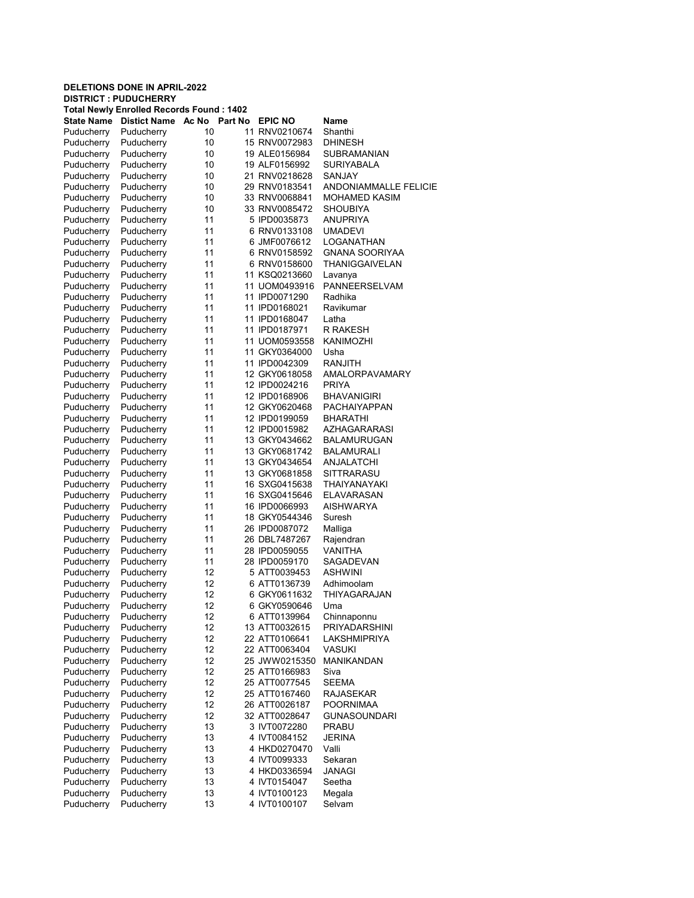**DELETIONS DONE IN APRIL-2022**

**DISTRICT : PUDUCHERRY**

**Total Newly Enrolled Records Found : 1402**

| State Name | Distict Name | Ac No | Part No | EPIC NO | Name |
|---|---|---|---|---|---|
| Puducherry | Puducherry | 10 | 11 | RNV0210674 | Shanthi |
| Puducherry | Puducherry | 10 | 15 | RNV0072983 | DHINESH |
| Puducherry | Puducherry | 10 | 19 | ALE0156984 | SUBRAMANIAN |
| Puducherry | Puducherry | 10 | 19 | ALF0156992 | SURIYABALA |
| Puducherry | Puducherry | 10 | 21 | RNV0218628 | SANJAY |
| Puducherry | Puducherry | 10 | 29 | RNV0183541 | ANDONIAMMALLE FELICIE |
| Puducherry | Puducherry | 10 | 33 | RNV0068841 | MOHAMED KASIM |
| Puducherry | Puducherry | 10 | 33 | RNV0085472 | SHOUBIYA |
| Puducherry | Puducherry | 11 | 5 | IPD0035873 | ANUPRIYA |
| Puducherry | Puducherry | 11 | 6 | RNV0133108 | UMADEVI |
| Puducherry | Puducherry | 11 | 6 | JMF0076612 | LOGANATHAN |
| Puducherry | Puducherry | 11 | 6 | RNV0158592 | GNANA SOORIYAA |
| Puducherry | Puducherry | 11 | 6 | RNV0158600 | THANIGGAIVELAN |
| Puducherry | Puducherry | 11 | 11 | KSQ0213660 | Lavanya |
| Puducherry | Puducherry | 11 | 11 | UOM0493916 | PANNEERSELVAM |
| Puducherry | Puducherry | 11 | 11 | IPD0071290 | Radhika |
| Puducherry | Puducherry | 11 | 11 | IPD0168021 | Ravikumar |
| Puducherry | Puducherry | 11 | 11 | IPD0168047 | Latha |
| Puducherry | Puducherry | 11 | 11 | IPD0187971 | R RAKESH |
| Puducherry | Puducherry | 11 | 11 | UOM0593558 | KANIMOZHI |
| Puducherry | Puducherry | 11 | 11 | GKY0364000 | Usha |
| Puducherry | Puducherry | 11 | 11 | IPD0042309 | RANJITH |
| Puducherry | Puducherry | 11 | 12 | GKY0618058 | AMALORPAVAMARY |
| Puducherry | Puducherry | 11 | 12 | IPD0024216 | PRIYA |
| Puducherry | Puducherry | 11 | 12 | IPD0168906 | BHAVANIGIRI |
| Puducherry | Puducherry | 11 | 12 | GKY0620468 | PACHAIYAPPAN |
| Puducherry | Puducherry | 11 | 12 | IPD0199059 | BHARATHI |
| Puducherry | Puducherry | 11 | 12 | IPD0015982 | AZHAGARARASI |
| Puducherry | Puducherry | 11 | 13 | GKY0434662 | BALAMURUGAN |
| Puducherry | Puducherry | 11 | 13 | GKY0681742 | BALAMURALI |
| Puducherry | Puducherry | 11 | 13 | GKY0434654 | ANJALATCHI |
| Puducherry | Puducherry | 11 | 13 | GKY0681858 | SITTRARASU |
| Puducherry | Puducherry | 11 | 16 | SXG0415638 | THAIYANAYAKI |
| Puducherry | Puducherry | 11 | 16 | SXG0415646 | ELAVARASAN |
| Puducherry | Puducherry | 11 | 16 | IPD0066993 | AISHWARYA |
| Puducherry | Puducherry | 11 | 18 | GKY0544346 | Suresh |
| Puducherry | Puducherry | 11 | 26 | IPD0087072 | Malliga |
| Puducherry | Puducherry | 11 | 26 | DBL7487267 | Rajendran |
| Puducherry | Puducherry | 11 | 28 | IPD0059055 | VANITHA |
| Puducherry | Puducherry | 11 | 28 | IPD0059170 | SAGADEVAN |
| Puducherry | Puducherry | 12 | 5 | ATT0039453 | ASHWINI |
| Puducherry | Puducherry | 12 | 6 | ATT0136739 | Adhimoolam |
| Puducherry | Puducherry | 12 | 6 | GKY0611632 | THIYAGARAJAN |
| Puducherry | Puducherry | 12 | 6 | GKY0590646 | Uma |
| Puducherry | Puducherry | 12 | 6 | ATT0139964 | Chinnaponnu |
| Puducherry | Puducherry | 12 | 13 | ATT0032615 | PRIYADARSHINI |
| Puducherry | Puducherry | 12 | 22 | ATT0106641 | LAKSHMIPRIYA |
| Puducherry | Puducherry | 12 | 22 | ATT0063404 | VASUKI |
| Puducherry | Puducherry | 12 | 25 | JWW0215350 | MANIKANDAN |
| Puducherry | Puducherry | 12 | 25 | ATT0166983 | Siva |
| Puducherry | Puducherry | 12 | 25 | ATT0077545 | SEEMA |
| Puducherry | Puducherry | 12 | 25 | ATT0167460 | RAJASEKAR |
| Puducherry | Puducherry | 12 | 26 | ATT0026187 | POORNIMAA |
| Puducherry | Puducherry | 12 | 32 | ATT0028647 | GUNASOUNDARI |
| Puducherry | Puducherry | 13 | 3 | IVT0072280 | PRABU |
| Puducherry | Puducherry | 13 | 4 | IVT0084152 | JERINA |
| Puducherry | Puducherry | 13 | 4 | HKD0270470 | Valli |
| Puducherry | Puducherry | 13 | 4 | IVT0099333 | Sekaran |
| Puducherry | Puducherry | 13 | 4 | HKD0336594 | JANAGI |
| Puducherry | Puducherry | 13 | 4 | IVT0154047 | Seetha |
| Puducherry | Puducherry | 13 | 4 | IVT0100123 | Megala |
| Puducherry | Puducherry | 13 | 4 | IVT0100107 | Selvam |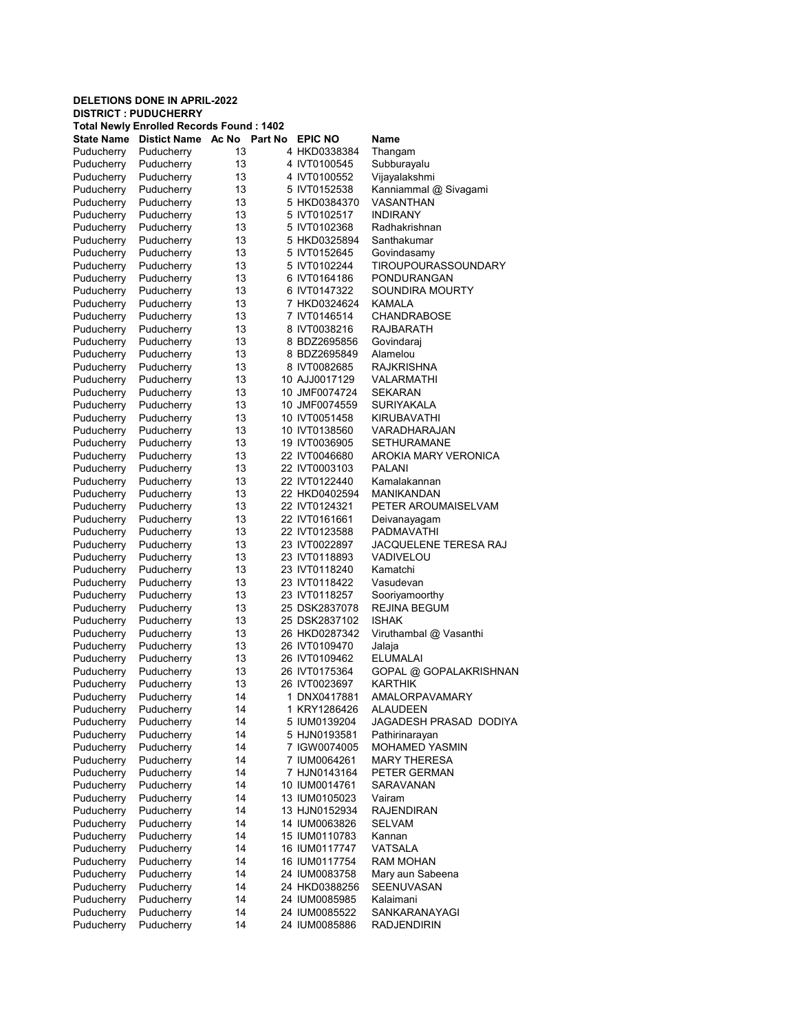**DELETIONS DONE IN APRIL-2022**
**DISTRICT : PUDUCHERRY**
**Total Newly Enrolled Records Found : 1402**

| State Name | Distict Name | Ac No | Part No | EPIC NO | Name |
|---|---|---|---|---|---|
| Puducherry | Puducherry | 13 | 4 | HKD0338384 | Thangam |
| Puducherry | Puducherry | 13 | 4 | IVT0100545 | Subburayalu |
| Puducherry | Puducherry | 13 | 4 | IVT0100552 | Vijayalakshmi |
| Puducherry | Puducherry | 13 | 5 | IVT0152538 | Kanniammal @ Sivagami |
| Puducherry | Puducherry | 13 | 5 | HKD0384370 | VASANTHAN |
| Puducherry | Puducherry | 13 | 5 | IVT0102517 | INDIRANY |
| Puducherry | Puducherry | 13 | 5 | IVT0102368 | Radhakrishnan |
| Puducherry | Puducherry | 13 | 5 | HKD0325894 | Santhakumar |
| Puducherry | Puducherry | 13 | 5 | IVT0152645 | Govindasamy |
| Puducherry | Puducherry | 13 | 5 | IVT0102244 | TIROUPOURASSOUNDARY |
| Puducherry | Puducherry | 13 | 6 | IVT0164186 | PONDURANGAN |
| Puducherry | Puducherry | 13 | 6 | IVT0147322 | SOUNDIRA MOURTY |
| Puducherry | Puducherry | 13 | 7 | HKD0324624 | KAMALA |
| Puducherry | Puducherry | 13 | 7 | IVT0146514 | CHANDRABOSE |
| Puducherry | Puducherry | 13 | 8 | IVT0038216 | RAJBARATH |
| Puducherry | Puducherry | 13 | 8 | BDZ2695856 | Govindaraj |
| Puducherry | Puducherry | 13 | 8 | BDZ2695849 | Alamelou |
| Puducherry | Puducherry | 13 | 8 | IVT0082685 | RAJKRISHNA |
| Puducherry | Puducherry | 13 | 10 | AJJ0017129 | VALARMATHI |
| Puducherry | Puducherry | 13 | 10 | JMF0074724 | SEKARAN |
| Puducherry | Puducherry | 13 | 10 | JMF0074559 | SURIYAKALA |
| Puducherry | Puducherry | 13 | 10 | IVT0051458 | KIRUBAVATHI |
| Puducherry | Puducherry | 13 | 10 | IVT0138560 | VARADHARAJAN |
| Puducherry | Puducherry | 13 | 19 | IVT0036905 | SETHURAMANE |
| Puducherry | Puducherry | 13 | 22 | IVT0046680 | AROKIA MARY VERONICA |
| Puducherry | Puducherry | 13 | 22 | IVT0003103 | PALANI |
| Puducherry | Puducherry | 13 | 22 | IVT0122440 | Kamalakannan |
| Puducherry | Puducherry | 13 | 22 | HKD0402594 | MANIKANDAN |
| Puducherry | Puducherry | 13 | 22 | IVT0124321 | PETER AROUMAISELVAM |
| Puducherry | Puducherry | 13 | 22 | IVT0161661 | Deivanayagam |
| Puducherry | Puducherry | 13 | 22 | IVT0123588 | PADMAVATHI |
| Puducherry | Puducherry | 13 | 23 | IVT0022897 | JACQUELENE TERESA RAJ |
| Puducherry | Puducherry | 13 | 23 | IVT0118893 | VADIVELOU |
| Puducherry | Puducherry | 13 | 23 | IVT0118240 | Kamatchi |
| Puducherry | Puducherry | 13 | 23 | IVT0118422 | Vasudevan |
| Puducherry | Puducherry | 13 | 23 | IVT0118257 | Sooriyamoorthy |
| Puducherry | Puducherry | 13 | 25 | DSK2837078 | REJINA BEGUM |
| Puducherry | Puducherry | 13 | 25 | DSK2837102 | ISHAK |
| Puducherry | Puducherry | 13 | 26 | HKD0287342 | Viruthambal @ Vasanthi |
| Puducherry | Puducherry | 13 | 26 | IVT0109470 | Jalaja |
| Puducherry | Puducherry | 13 | 26 | IVT0109462 | ELUMALAI |
| Puducherry | Puducherry | 13 | 26 | IVT0175364 | GOPAL @ GOPALAKRISHNAN |
| Puducherry | Puducherry | 13 | 26 | IVT0023697 | KARTHIK |
| Puducherry | Puducherry | 14 | 1 | DNX0417881 | AMALORPAVAMARY |
| Puducherry | Puducherry | 14 | 1 | KRY1286426 | ALAUDEEN |
| Puducherry | Puducherry | 14 | 5 | IUM0139204 | JAGADESH PRASAD DODIYA |
| Puducherry | Puducherry | 14 | 5 | HJN0193581 | Pathirinarayan |
| Puducherry | Puducherry | 14 | 7 | IGW0074005 | MOHAMED YASMIN |
| Puducherry | Puducherry | 14 | 7 | IUM0064261 | MARY THERESA |
| Puducherry | Puducherry | 14 | 7 | HJN0143164 | PETER GERMAN |
| Puducherry | Puducherry | 14 | 10 | IUM0014761 | SARAVANAN |
| Puducherry | Puducherry | 14 | 13 | IUM0105023 | Vairam |
| Puducherry | Puducherry | 14 | 13 | HJN0152934 | RAJENDIRAN |
| Puducherry | Puducherry | 14 | 14 | IUM0063826 | SELVAM |
| Puducherry | Puducherry | 14 | 15 | IUM0110783 | Kannan |
| Puducherry | Puducherry | 14 | 16 | IUM0117747 | VATSALA |
| Puducherry | Puducherry | 14 | 16 | IUM0117754 | RAM MOHAN |
| Puducherry | Puducherry | 14 | 24 | IUM0083758 | Mary aun Sabeena |
| Puducherry | Puducherry | 14 | 24 | HKD0388256 | SEENUVASAN |
| Puducherry | Puducherry | 14 | 24 | IUM0085985 | Kalaimani |
| Puducherry | Puducherry | 14 | 24 | IUM0085522 | SANKARANAYAGI |
| Puducherry | Puducherry | 14 | 24 | IUM0085886 | RADJENDIRIN |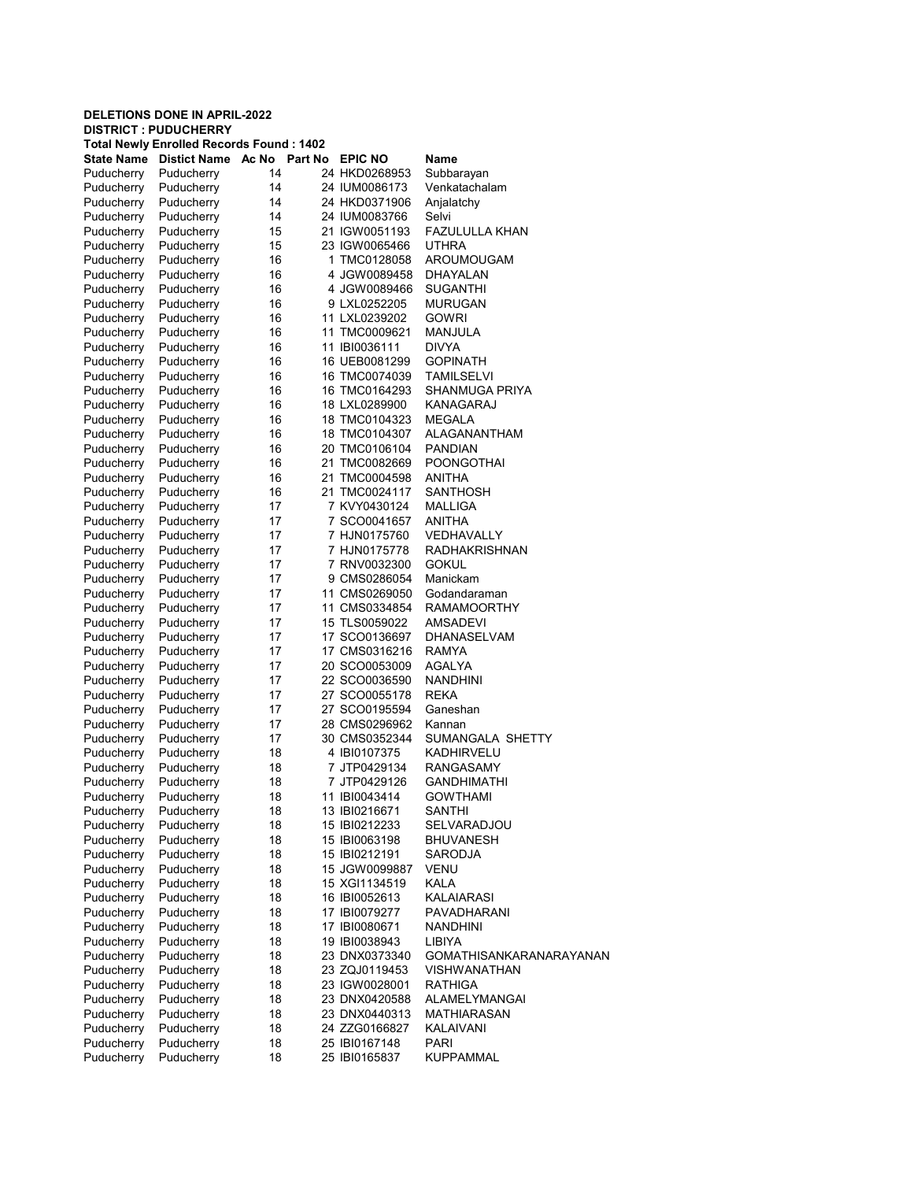**DELETIONS DONE IN APRIL-2022**
**DISTRICT : PUDUCHERRY**
**Total Newly Enrolled Records Found : 1402**

| State Name | Distict Name | Ac No | Part No | EPIC NO | Name |
|---|---|---|---|---|---|
| Puducherry | Puducherry | 14 | 24 | HKD0268953 | Subbarayan |
| Puducherry | Puducherry | 14 | 24 | IUM0086173 | Venkatachalam |
| Puducherry | Puducherry | 14 | 24 | HKD0371906 | Anjalatchy |
| Puducherry | Puducherry | 14 | 24 | IUM0083766 | Selvi |
| Puducherry | Puducherry | 15 | 21 | IGW0051193 | FAZULULLA KHAN |
| Puducherry | Puducherry | 15 | 23 | IGW0065466 | UTHRA |
| Puducherry | Puducherry | 16 | 1 | TMC0128058 | AROUMOUGAM |
| Puducherry | Puducherry | 16 | 4 | JGW0089458 | DHAYALAN |
| Puducherry | Puducherry | 16 | 4 | JGW0089466 | SUGANTHI |
| Puducherry | Puducherry | 16 | 9 | LXL0252205 | MURUGAN |
| Puducherry | Puducherry | 16 | 11 | LXL0239202 | GOWRI |
| Puducherry | Puducherry | 16 | 11 | TMC0009621 | MANJULA |
| Puducherry | Puducherry | 16 | 11 | IBI0036111 | DIVYA |
| Puducherry | Puducherry | 16 | 16 | UEB0081299 | GOPINATH |
| Puducherry | Puducherry | 16 | 16 | TMC0074039 | TAMILSELVI |
| Puducherry | Puducherry | 16 | 16 | TMC0164293 | SHANMUGA PRIYA |
| Puducherry | Puducherry | 16 | 18 | LXL0289900 | KANAGARAJ |
| Puducherry | Puducherry | 16 | 18 | TMC0104323 | MEGALA |
| Puducherry | Puducherry | 16 | 18 | TMC0104307 | ALAGANANTHAM |
| Puducherry | Puducherry | 16 | 20 | TMC0106104 | PANDIAN |
| Puducherry | Puducherry | 16 | 21 | TMC0082669 | POONGOTHAI |
| Puducherry | Puducherry | 16 | 21 | TMC0004598 | ANITHA |
| Puducherry | Puducherry | 16 | 21 | TMC0024117 | SANTHOSH |
| Puducherry | Puducherry | 17 | 7 | KVY0430124 | MALLIGA |
| Puducherry | Puducherry | 17 | 7 | SCO0041657 | ANITHA |
| Puducherry | Puducherry | 17 | 7 | HJN0175760 | VEDHAVALLY |
| Puducherry | Puducherry | 17 | 7 | HJN0175778 | RADHAKRISHNAN |
| Puducherry | Puducherry | 17 | 7 | RNV0032300 | GOKUL |
| Puducherry | Puducherry | 17 | 9 | CMS0286054 | Manickam |
| Puducherry | Puducherry | 17 | 11 | CMS0269050 | Godandaraman |
| Puducherry | Puducherry | 17 | 11 | CMS0334854 | RAMAMOORTHY |
| Puducherry | Puducherry | 17 | 15 | TLS0059022 | AMSADEVI |
| Puducherry | Puducherry | 17 | 17 | SCO0136697 | DHANASELVAM |
| Puducherry | Puducherry | 17 | 17 | CMS0316216 | RAMYA |
| Puducherry | Puducherry | 17 | 20 | SCO0053009 | AGALYA |
| Puducherry | Puducherry | 17 | 22 | SCO0036590 | NANDHINI |
| Puducherry | Puducherry | 17 | 27 | SCO0055178 | REKA |
| Puducherry | Puducherry | 17 | 27 | SCO0195594 | Ganeshan |
| Puducherry | Puducherry | 17 | 28 | CMS0296962 | Kannan |
| Puducherry | Puducherry | 17 | 30 | CMS0352344 | SUMANGALA SHETTY |
| Puducherry | Puducherry | 18 | 4 | IBI0107375 | KADHIRVELU |
| Puducherry | Puducherry | 18 | 7 | JTP0429134 | RANGASAMY |
| Puducherry | Puducherry | 18 | 7 | JTP0429126 | GANDHIMATHI |
| Puducherry | Puducherry | 18 | 11 | IBI0043414 | GOWTHAMI |
| Puducherry | Puducherry | 18 | 13 | IBI0216671 | SANTHI |
| Puducherry | Puducherry | 18 | 15 | IBI0212233 | SELVARADJOU |
| Puducherry | Puducherry | 18 | 15 | IBI0063198 | BHUVANESH |
| Puducherry | Puducherry | 18 | 15 | IBI0212191 | SARODJA |
| Puducherry | Puducherry | 18 | 15 | JGW0099887 | VENU |
| Puducherry | Puducherry | 18 | 15 | XGI1134519 | KALA |
| Puducherry | Puducherry | 18 | 16 | IBI0052613 | KALAIARASI |
| Puducherry | Puducherry | 18 | 17 | IBI0079277 | PAVADHARANI |
| Puducherry | Puducherry | 18 | 17 | IBI0080671 | NANDHINI |
| Puducherry | Puducherry | 18 | 19 | IBI0038943 | LIBIYA |
| Puducherry | Puducherry | 18 | 23 | DNX0373340 | GOMATHISANKARANARAYANAN |
| Puducherry | Puducherry | 18 | 23 | ZQJ0119453 | VISHWANATHAN |
| Puducherry | Puducherry | 18 | 23 | IGW0028001 | RATHIGA |
| Puducherry | Puducherry | 18 | 23 | DNX0420588 | ALAMELYMANGAI |
| Puducherry | Puducherry | 18 | 23 | DNX0440313 | MATHIARASAN |
| Puducherry | Puducherry | 18 | 24 | ZZG0166827 | KALAIVANI |
| Puducherry | Puducherry | 18 | 25 | IBI0167148 | PARI |
| Puducherry | Puducherry | 18 | 25 | IBI0165837 | KUPPAMMAL |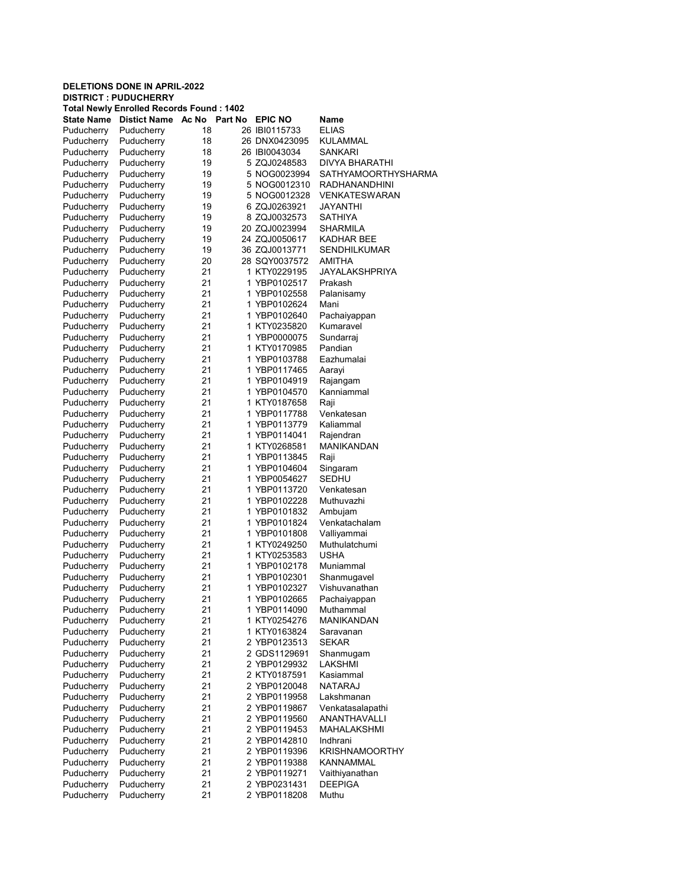**DELETIONS DONE IN APRIL-2022**
**DISTRICT : PUDUCHERRY**
**Total Newly Enrolled Records Found : 1402**

| State Name | Distict Name | Ac No | Part No | EPIC NO | Name |
|---|---|---|---|---|---|
| Puducherry | Puducherry | 18 | 26 | IBI0115733 | ELIAS |
| Puducherry | Puducherry | 18 | 26 | DNX0423095 | KULAMMAL |
| Puducherry | Puducherry | 18 | 26 | IBI0043034 | SANKARI |
| Puducherry | Puducherry | 19 | 5 | ZQJ0248583 | DIVYA BHARATHI |
| Puducherry | Puducherry | 19 | 5 | NOG0023994 | SATHYAMOORTHYSHARMA |
| Puducherry | Puducherry | 19 | 5 | NOG0012310 | RADHANANDHINI |
| Puducherry | Puducherry | 19 | 5 | NOG0012328 | VENKATESWARAN |
| Puducherry | Puducherry | 19 | 6 | ZQJ0263921 | JAYANTHI |
| Puducherry | Puducherry | 19 | 8 | ZQJ0032573 | SATHIYA |
| Puducherry | Puducherry | 19 | 20 | ZQJ0023994 | SHARMILA |
| Puducherry | Puducherry | 19 | 24 | ZQJ0050617 | KADHAR BEE |
| Puducherry | Puducherry | 19 | 36 | ZQJ0013771 | SENDHILKUMAR |
| Puducherry | Puducherry | 20 | 28 | SQY0037572 | AMITHA |
| Puducherry | Puducherry | 21 | 1 | KTY0229195 | JAYALAKSHPRIYA |
| Puducherry | Puducherry | 21 | 1 | YBP0102517 | Prakash |
| Puducherry | Puducherry | 21 | 1 | YBP0102558 | Palanisamy |
| Puducherry | Puducherry | 21 | 1 | YBP0102624 | Mani |
| Puducherry | Puducherry | 21 | 1 | YBP0102640 | Pachaiyappan |
| Puducherry | Puducherry | 21 | 1 | KTY0235820 | Kumaravel |
| Puducherry | Puducherry | 21 | 1 | YBP0000075 | Sundarraj |
| Puducherry | Puducherry | 21 | 1 | KTY0170985 | Pandian |
| Puducherry | Puducherry | 21 | 1 | YBP0103788 | Eazhumalai |
| Puducherry | Puducherry | 21 | 1 | YBP0117465 | Aarayi |
| Puducherry | Puducherry | 21 | 1 | YBP0104919 | Rajangam |
| Puducherry | Puducherry | 21 | 1 | YBP0104570 | Kanniammal |
| Puducherry | Puducherry | 21 | 1 | KTY0187658 | Raji |
| Puducherry | Puducherry | 21 | 1 | YBP0117788 | Venkatesan |
| Puducherry | Puducherry | 21 | 1 | YBP0113779 | Kaliammal |
| Puducherry | Puducherry | 21 | 1 | YBP0114041 | Rajendran |
| Puducherry | Puducherry | 21 | 1 | KTY0268581 | MANIKANDAN |
| Puducherry | Puducherry | 21 | 1 | YBP0113845 | Raji |
| Puducherry | Puducherry | 21 | 1 | YBP0104604 | Singaram |
| Puducherry | Puducherry | 21 | 1 | YBP0054627 | SEDHU |
| Puducherry | Puducherry | 21 | 1 | YBP0113720 | Venkatesan |
| Puducherry | Puducherry | 21 | 1 | YBP0102228 | Muthuvazhi |
| Puducherry | Puducherry | 21 | 1 | YBP0101832 | Ambujam |
| Puducherry | Puducherry | 21 | 1 | YBP0101824 | Venkatachalam |
| Puducherry | Puducherry | 21 | 1 | YBP0101808 | Valliyammai |
| Puducherry | Puducherry | 21 | 1 | KTY0249250 | Muthulatchumi |
| Puducherry | Puducherry | 21 | 1 | KTY0253583 | USHA |
| Puducherry | Puducherry | 21 | 1 | YBP0102178 | Muniammal |
| Puducherry | Puducherry | 21 | 1 | YBP0102301 | Shanmugavel |
| Puducherry | Puducherry | 21 | 1 | YBP0102327 | Vishuvanathan |
| Puducherry | Puducherry | 21 | 1 | YBP0102665 | Pachaiyappan |
| Puducherry | Puducherry | 21 | 1 | YBP0114090 | Muthammal |
| Puducherry | Puducherry | 21 | 1 | KTY0254276 | MANIKANDAN |
| Puducherry | Puducherry | 21 | 1 | KTY0163824 | Saravanan |
| Puducherry | Puducherry | 21 | 2 | YBP0123513 | SEKAR |
| Puducherry | Puducherry | 21 | 2 | GDS1129691 | Shanmugam |
| Puducherry | Puducherry | 21 | 2 | YBP0129932 | LAKSHMI |
| Puducherry | Puducherry | 21 | 2 | KTY0187591 | Kasiammal |
| Puducherry | Puducherry | 21 | 2 | YBP0120048 | NATARAJ |
| Puducherry | Puducherry | 21 | 2 | YBP0119958 | Lakshmanan |
| Puducherry | Puducherry | 21 | 2 | YBP0119867 | Venkatasalapathi |
| Puducherry | Puducherry | 21 | 2 | YBP0119560 | ANANTHAVALLI |
| Puducherry | Puducherry | 21 | 2 | YBP0119453 | MAHALAKSHMI |
| Puducherry | Puducherry | 21 | 2 | YBP0142810 | Indhrani |
| Puducherry | Puducherry | 21 | 2 | YBP0119396 | KRISHNAMOORTHY |
| Puducherry | Puducherry | 21 | 2 | YBP0119388 | KANNAMMAL |
| Puducherry | Puducherry | 21 | 2 | YBP0119271 | Vaithiyanathan |
| Puducherry | Puducherry | 21 | 2 | YBP0231431 | DEEPIGA |
| Puducherry | Puducherry | 21 | 2 | YBP0118208 | Muthu |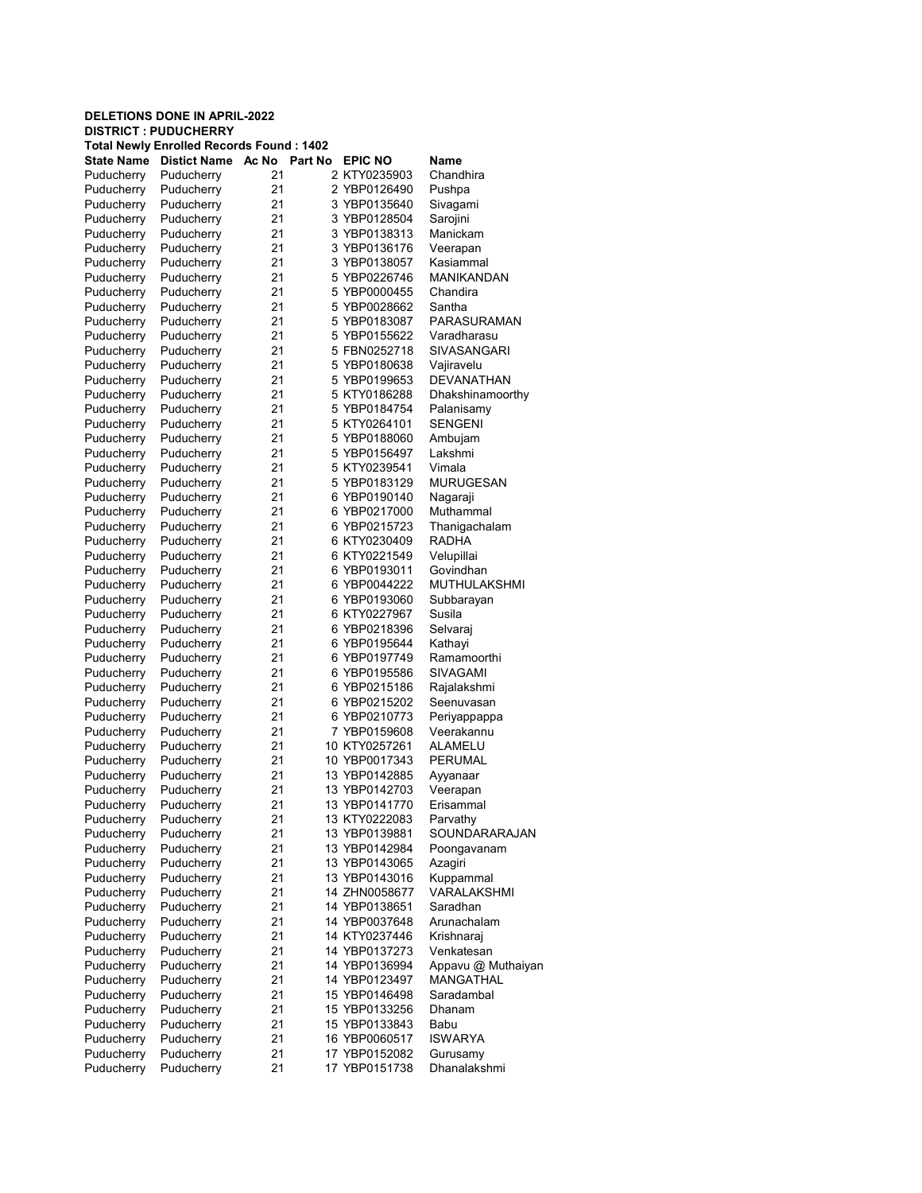**DELETIONS DONE IN APRIL-2022**
**DISTRICT : PUDUCHERRY**
**Total Newly Enrolled Records Found : 1402**

| State Name | Distict Name | Ac No | Part No | EPIC NO | Name |
|---|---|---|---|---|---|
| Puducherry | Puducherry | 21 | 2 | KTY0235903 | Chandhira |
| Puducherry | Puducherry | 21 | 2 | YBP0126490 | Pushpa |
| Puducherry | Puducherry | 21 | 3 | YBP0135640 | Sivagami |
| Puducherry | Puducherry | 21 | 3 | YBP0128504 | Sarojini |
| Puducherry | Puducherry | 21 | 3 | YBP0138313 | Manickam |
| Puducherry | Puducherry | 21 | 3 | YBP0136176 | Veerapan |
| Puducherry | Puducherry | 21 | 3 | YBP0138057 | Kasiammal |
| Puducherry | Puducherry | 21 | 5 | YBP0226746 | MANIKANDAN |
| Puducherry | Puducherry | 21 | 5 | YBP0000455 | Chandira |
| Puducherry | Puducherry | 21 | 5 | YBP0028662 | Santha |
| Puducherry | Puducherry | 21 | 5 | YBP0183087 | PARASURAMAN |
| Puducherry | Puducherry | 21 | 5 | YBP0155622 | Varadharasu |
| Puducherry | Puducherry | 21 | 5 | FBN0252718 | SIVASANGARI |
| Puducherry | Puducherry | 21 | 5 | YBP0180638 | Vajiravelu |
| Puducherry | Puducherry | 21 | 5 | YBP0199653 | DEVANATHAN |
| Puducherry | Puducherry | 21 | 5 | KTY0186288 | Dhakshinamoorthy |
| Puducherry | Puducherry | 21 | 5 | YBP0184754 | Palanisamy |
| Puducherry | Puducherry | 21 | 5 | KTY0264101 | SENGENI |
| Puducherry | Puducherry | 21 | 5 | YBP0188060 | Ambujam |
| Puducherry | Puducherry | 21 | 5 | YBP0156497 | Lakshmi |
| Puducherry | Puducherry | 21 | 5 | KTY0239541 | Vimala |
| Puducherry | Puducherry | 21 | 5 | YBP0183129 | MURUGESAN |
| Puducherry | Puducherry | 21 | 6 | YBP0190140 | Nagaraji |
| Puducherry | Puducherry | 21 | 6 | YBP0217000 | Muthammal |
| Puducherry | Puducherry | 21 | 6 | YBP0215723 | Thanigachalam |
| Puducherry | Puducherry | 21 | 6 | KTY0230409 | RADHA |
| Puducherry | Puducherry | 21 | 6 | KTY0221549 | Velupillai |
| Puducherry | Puducherry | 21 | 6 | YBP0193011 | Govindhan |
| Puducherry | Puducherry | 21 | 6 | YBP0044222 | MUTHULAKSHMI |
| Puducherry | Puducherry | 21 | 6 | YBP0193060 | Subbarayan |
| Puducherry | Puducherry | 21 | 6 | KTY0227967 | Susila |
| Puducherry | Puducherry | 21 | 6 | YBP0218396 | Selvaraj |
| Puducherry | Puducherry | 21 | 6 | YBP0195644 | Kathayi |
| Puducherry | Puducherry | 21 | 6 | YBP0197749 | Ramamoorthi |
| Puducherry | Puducherry | 21 | 6 | YBP0195586 | SIVAGAMI |
| Puducherry | Puducherry | 21 | 6 | YBP0215186 | Rajalakshmi |
| Puducherry | Puducherry | 21 | 6 | YBP0215202 | Seenuvasan |
| Puducherry | Puducherry | 21 | 6 | YBP0210773 | Periyappappa |
| Puducherry | Puducherry | 21 | 7 | YBP0159608 | Veerakannu |
| Puducherry | Puducherry | 21 | 10 | KTY0257261 | ALAMELU |
| Puducherry | Puducherry | 21 | 10 | YBP0017343 | PERUMAL |
| Puducherry | Puducherry | 21 | 13 | YBP0142885 | Ayyanaar |
| Puducherry | Puducherry | 21 | 13 | YBP0142703 | Veerapan |
| Puducherry | Puducherry | 21 | 13 | YBP0141770 | Erisammal |
| Puducherry | Puducherry | 21 | 13 | KTY0222083 | Parvathy |
| Puducherry | Puducherry | 21 | 13 | YBP0139881 | SOUNDARARAJAN |
| Puducherry | Puducherry | 21 | 13 | YBP0142984 | Poongavanam |
| Puducherry | Puducherry | 21 | 13 | YBP0143065 | Azagiri |
| Puducherry | Puducherry | 21 | 13 | YBP0143016 | Kuppammal |
| Puducherry | Puducherry | 21 | 14 | ZHN0058677 | VARALAKSHMI |
| Puducherry | Puducherry | 21 | 14 | YBP0138651 | Saradhan |
| Puducherry | Puducherry | 21 | 14 | YBP0037648 | Arunachalam |
| Puducherry | Puducherry | 21 | 14 | KTY0237446 | Krishnaraj |
| Puducherry | Puducherry | 21 | 14 | YBP0137273 | Venkatesan |
| Puducherry | Puducherry | 21 | 14 | YBP0136994 | Appavu @ Muthaiyan |
| Puducherry | Puducherry | 21 | 14 | YBP0123497 | MANGATHAL |
| Puducherry | Puducherry | 21 | 15 | YBP0146498 | Saradambal |
| Puducherry | Puducherry | 21 | 15 | YBP0133256 | Dhanam |
| Puducherry | Puducherry | 21 | 15 | YBP0133843 | Babu |
| Puducherry | Puducherry | 21 | 16 | YBP0060517 | ISWARYA |
| Puducherry | Puducherry | 21 | 17 | YBP0152082 | Gurusamy |
| Puducherry | Puducherry | 21 | 17 | YBP0151738 | Dhanalakshmi |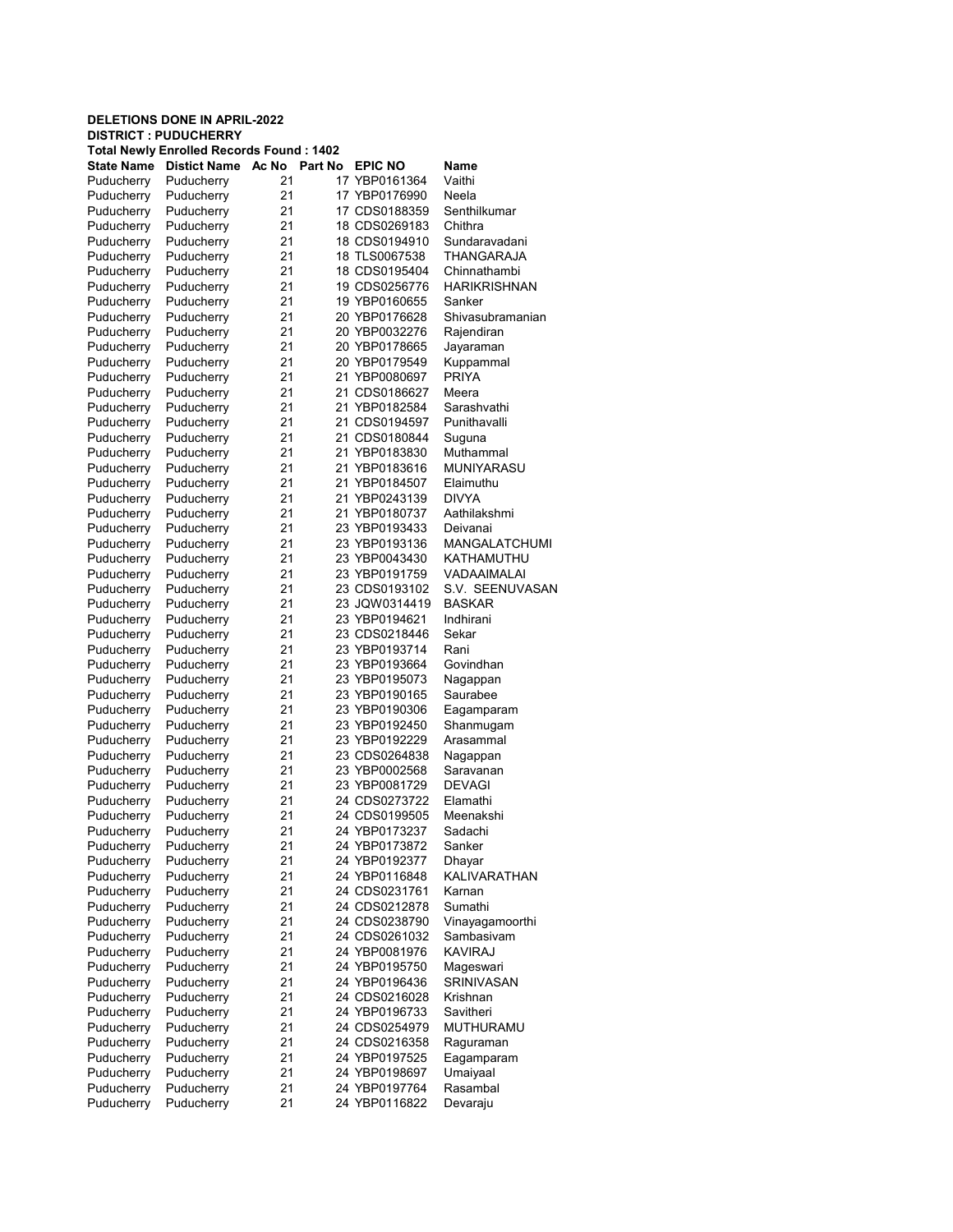**DELETIONS DONE IN APRIL-2022**

**DISTRICT : PUDUCHERRY**

**Total Newly Enrolled Records Found : 1402**

| State Name | Distict Name | Ac No | Part No | EPIC NO | Name |
|---|---|---|---|---|---|
| Puducherry | Puducherry | 21 | 17 | YBP0161364 | Vaithi |
| Puducherry | Puducherry | 21 | 17 | YBP0176990 | Neela |
| Puducherry | Puducherry | 21 | 17 | CDS0188359 | Senthilkumar |
| Puducherry | Puducherry | 21 | 18 | CDS0269183 | Chithra |
| Puducherry | Puducherry | 21 | 18 | CDS0194910 | Sundaravadani |
| Puducherry | Puducherry | 21 | 18 | TLS0067538 | THANGARAJA |
| Puducherry | Puducherry | 21 | 18 | CDS0195404 | Chinnathambi |
| Puducherry | Puducherry | 21 | 19 | CDS0256776 | HARIKRISHNAN |
| Puducherry | Puducherry | 21 | 19 | YBP0160655 | Sanker |
| Puducherry | Puducherry | 21 | 20 | YBP0176628 | Shivasubramanian |
| Puducherry | Puducherry | 21 | 20 | YBP0032276 | Rajendiran |
| Puducherry | Puducherry | 21 | 20 | YBP0178665 | Jayaraman |
| Puducherry | Puducherry | 21 | 20 | YBP0179549 | Kuppammal |
| Puducherry | Puducherry | 21 | 21 | YBP0080697 | PRIYA |
| Puducherry | Puducherry | 21 | 21 | CDS0186627 | Meera |
| Puducherry | Puducherry | 21 | 21 | YBP0182584 | Sarashvathi |
| Puducherry | Puducherry | 21 | 21 | CDS0194597 | Punithavalli |
| Puducherry | Puducherry | 21 | 21 | CDS0180844 | Suguna |
| Puducherry | Puducherry | 21 | 21 | YBP0183830 | Muthammal |
| Puducherry | Puducherry | 21 | 21 | YBP0183616 | MUNIYARASU |
| Puducherry | Puducherry | 21 | 21 | YBP0184507 | Elaimuthu |
| Puducherry | Puducherry | 21 | 21 | YBP0243139 | DIVYA |
| Puducherry | Puducherry | 21 | 21 | YBP0180737 | Aathilakshmi |
| Puducherry | Puducherry | 21 | 23 | YBP0193433 | Deivanai |
| Puducherry | Puducherry | 21 | 23 | YBP0193136 | MANGALATCHUMI |
| Puducherry | Puducherry | 21 | 23 | YBP0043430 | KATHAMUTHU |
| Puducherry | Puducherry | 21 | 23 | YBP0191759 | VADAAIMALAI |
| Puducherry | Puducherry | 21 | 23 | CDS0193102 | S.V. SEENUVASAN |
| Puducherry | Puducherry | 21 | 23 | JQW0314419 | BASKAR |
| Puducherry | Puducherry | 21 | 23 | YBP0194621 | Indhirani |
| Puducherry | Puducherry | 21 | 23 | CDS0218446 | Sekar |
| Puducherry | Puducherry | 21 | 23 | YBP0193714 | Rani |
| Puducherry | Puducherry | 21 | 23 | YBP0193664 | Govindhan |
| Puducherry | Puducherry | 21 | 23 | YBP0195073 | Nagappan |
| Puducherry | Puducherry | 21 | 23 | YBP0190165 | Saurabee |
| Puducherry | Puducherry | 21 | 23 | YBP0190306 | Eagamparam |
| Puducherry | Puducherry | 21 | 23 | YBP0192450 | Shanmugam |
| Puducherry | Puducherry | 21 | 23 | YBP0192229 | Arasammal |
| Puducherry | Puducherry | 21 | 23 | CDS0264838 | Nagappan |
| Puducherry | Puducherry | 21 | 23 | YBP0002568 | Saravanan |
| Puducherry | Puducherry | 21 | 23 | YBP0081729 | DEVAGI |
| Puducherry | Puducherry | 21 | 24 | CDS0273722 | Elamathi |
| Puducherry | Puducherry | 21 | 24 | CDS0199505 | Meenakshi |
| Puducherry | Puducherry | 21 | 24 | YBP0173237 | Sadachi |
| Puducherry | Puducherry | 21 | 24 | YBP0173872 | Sanker |
| Puducherry | Puducherry | 21 | 24 | YBP0192377 | Dhayar |
| Puducherry | Puducherry | 21 | 24 | YBP0116848 | KALIVARATHAN |
| Puducherry | Puducherry | 21 | 24 | CDS0231761 | Karnan |
| Puducherry | Puducherry | 21 | 24 | CDS0212878 | Sumathi |
| Puducherry | Puducherry | 21 | 24 | CDS0238790 | Vinayagamoorthi |
| Puducherry | Puducherry | 21 | 24 | CDS0261032 | Sambasivam |
| Puducherry | Puducherry | 21 | 24 | YBP0081976 | KAVIRAJ |
| Puducherry | Puducherry | 21 | 24 | YBP0195750 | Mageswari |
| Puducherry | Puducherry | 21 | 24 | YBP0196436 | SRINIVASAN |
| Puducherry | Puducherry | 21 | 24 | CDS0216028 | Krishnan |
| Puducherry | Puducherry | 21 | 24 | YBP0196733 | Savitheri |
| Puducherry | Puducherry | 21 | 24 | CDS0254979 | MUTHURAMU |
| Puducherry | Puducherry | 21 | 24 | CDS0216358 | Raguraman |
| Puducherry | Puducherry | 21 | 24 | YBP0197525 | Eagamparam |
| Puducherry | Puducherry | 21 | 24 | YBP0198697 | Umaiyaal |
| Puducherry | Puducherry | 21 | 24 | YBP0197764 | Rasambal |
| Puducherry | Puducherry | 21 | 24 | YBP0116822 | Devaraju |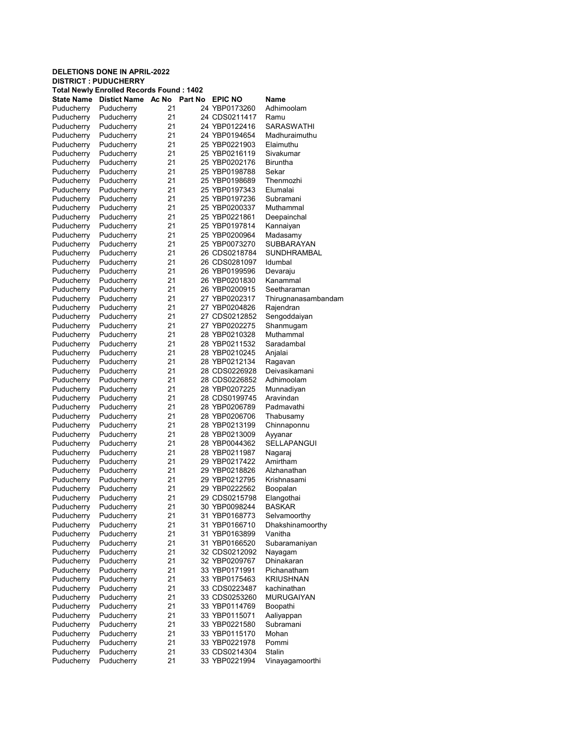**DELETIONS DONE IN APRIL-2022**
**DISTRICT : PUDUCHERRY**
**Total Newly Enrolled Records Found : 1402**

| State Name | Distict Name | Ac No | Part No | EPIC NO | Name |
|---|---|---|---|---|---|
| Puducherry | Puducherry | 21 | 24 | YBP0173260 | Adhimoolam |
| Puducherry | Puducherry | 21 | 24 | CDS0211417 | Ramu |
| Puducherry | Puducherry | 21 | 24 | YBP0122416 | SARASWATHI |
| Puducherry | Puducherry | 21 | 24 | YBP0194654 | Madhuraimuthu |
| Puducherry | Puducherry | 21 | 25 | YBP0221903 | Elaimuthu |
| Puducherry | Puducherry | 21 | 25 | YBP0216119 | Sivakumar |
| Puducherry | Puducherry | 21 | 25 | YBP0202176 | Biruntha |
| Puducherry | Puducherry | 21 | 25 | YBP0198788 | Sekar |
| Puducherry | Puducherry | 21 | 25 | YBP0198689 | Thenmozhi |
| Puducherry | Puducherry | 21 | 25 | YBP0197343 | Elumalai |
| Puducherry | Puducherry | 21 | 25 | YBP0197236 | Subramani |
| Puducherry | Puducherry | 21 | 25 | YBP0200337 | Muthammal |
| Puducherry | Puducherry | 21 | 25 | YBP0221861 | Deepainchal |
| Puducherry | Puducherry | 21 | 25 | YBP0197814 | Kannaiyan |
| Puducherry | Puducherry | 21 | 25 | YBP0200964 | Madasamy |
| Puducherry | Puducherry | 21 | 25 | YBP0073270 | SUBBARAYAN |
| Puducherry | Puducherry | 21 | 26 | CDS0218784 | SUNDHRAMBAL |
| Puducherry | Puducherry | 21 | 26 | CDS0281097 | Idumbal |
| Puducherry | Puducherry | 21 | 26 | YBP0199596 | Devaraju |
| Puducherry | Puducherry | 21 | 26 | YBP0201830 | Kanammal |
| Puducherry | Puducherry | 21 | 26 | YBP0200915 | Seetharaman |
| Puducherry | Puducherry | 21 | 27 | YBP0202317 | Thirugnanasambandam |
| Puducherry | Puducherry | 21 | 27 | YBP0204826 | Rajendran |
| Puducherry | Puducherry | 21 | 27 | CDS0212852 | Sengoddaiyan |
| Puducherry | Puducherry | 21 | 27 | YBP0202275 | Shanmugam |
| Puducherry | Puducherry | 21 | 28 | YBP0210328 | Muthammal |
| Puducherry | Puducherry | 21 | 28 | YBP0211532 | Saradambal |
| Puducherry | Puducherry | 21 | 28 | YBP0210245 | Anjalai |
| Puducherry | Puducherry | 21 | 28 | YBP0212134 | Ragavan |
| Puducherry | Puducherry | 21 | 28 | CDS0226928 | Deivasikamani |
| Puducherry | Puducherry | 21 | 28 | CDS0226852 | Adhimoolam |
| Puducherry | Puducherry | 21 | 28 | YBP0207225 | Munnadiyan |
| Puducherry | Puducherry | 21 | 28 | CDS0199745 | Aravindan |
| Puducherry | Puducherry | 21 | 28 | YBP0206789 | Padmavathi |
| Puducherry | Puducherry | 21 | 28 | YBP0206706 | Thabusamy |
| Puducherry | Puducherry | 21 | 28 | YBP0213199 | Chinnaponnu |
| Puducherry | Puducherry | 21 | 28 | YBP0213009 | Ayyanar |
| Puducherry | Puducherry | 21 | 28 | YBP0044362 | SELLAPANGUI |
| Puducherry | Puducherry | 21 | 28 | YBP0211987 | Nagaraj |
| Puducherry | Puducherry | 21 | 29 | YBP0217422 | Amirtham |
| Puducherry | Puducherry | 21 | 29 | YBP0218826 | Alzhanathan |
| Puducherry | Puducherry | 21 | 29 | YBP0212795 | Krishnasami |
| Puducherry | Puducherry | 21 | 29 | YBP0222562 | Boopalan |
| Puducherry | Puducherry | 21 | 29 | CDS0215798 | Elangothai |
| Puducherry | Puducherry | 21 | 30 | YBP0098244 | BASKAR |
| Puducherry | Puducherry | 21 | 31 | YBP0168773 | Selvamoorthy |
| Puducherry | Puducherry | 21 | 31 | YBP0166710 | Dhakshinamoorthy |
| Puducherry | Puducherry | 21 | 31 | YBP0163899 | Vanitha |
| Puducherry | Puducherry | 21 | 31 | YBP0166520 | Subaramaniyan |
| Puducherry | Puducherry | 21 | 32 | CDS0212092 | Nayagam |
| Puducherry | Puducherry | 21 | 32 | YBP0209767 | Dhinakaran |
| Puducherry | Puducherry | 21 | 33 | YBP0171991 | Pichanatham |
| Puducherry | Puducherry | 21 | 33 | YBP0175463 | KRIUSHNAN |
| Puducherry | Puducherry | 21 | 33 | CDS0223487 | kachinathan |
| Puducherry | Puducherry | 21 | 33 | CDS0253260 | MURUGAIYAN |
| Puducherry | Puducherry | 21 | 33 | YBP0114769 | Boopathi |
| Puducherry | Puducherry | 21 | 33 | YBP0115071 | Aaliyappan |
| Puducherry | Puducherry | 21 | 33 | YBP0221580 | Subramani |
| Puducherry | Puducherry | 21 | 33 | YBP0115170 | Mohan |
| Puducherry | Puducherry | 21 | 33 | YBP0221978 | Pommi |
| Puducherry | Puducherry | 21 | 33 | CDS0214304 | Stalin |
| Puducherry | Puducherry | 21 | 33 | YBP0221994 | Vinayagamoorthi |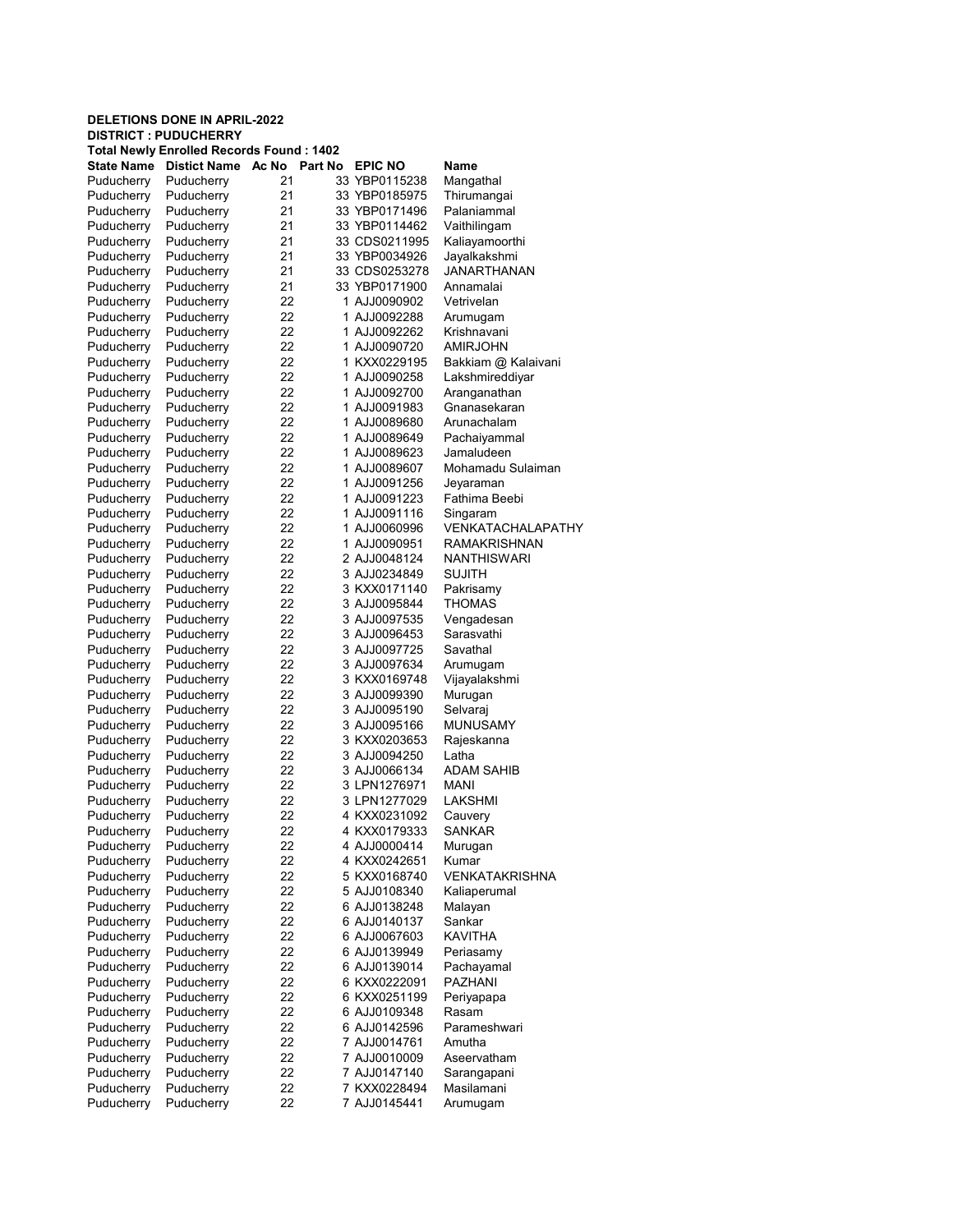**DELETIONS DONE IN APRIL-2022**
**DISTRICT : PUDUCHERRY**
**Total Newly Enrolled Records Found : 1402**

| State Name | Distict Name | Ac No | Part No | EPIC NO | Name |
|---|---|---|---|---|---|
| Puducherry | Puducherry | 21 | 33 | YBP0115238 | Mangathal |
| Puducherry | Puducherry | 21 | 33 | YBP0185975 | Thirumangai |
| Puducherry | Puducherry | 21 | 33 | YBP0171496 | Palaniammal |
| Puducherry | Puducherry | 21 | 33 | YBP0114462 | Vaithilingam |
| Puducherry | Puducherry | 21 | 33 | CDS0211995 | Kaliayamoorthi |
| Puducherry | Puducherry | 21 | 33 | YBP0034926 | Jayalkakshmi |
| Puducherry | Puducherry | 21 | 33 | CDS0253278 | JANARTHANAN |
| Puducherry | Puducherry | 21 | 33 | YBP0171900 | Annamalai |
| Puducherry | Puducherry | 22 | 1 | AJJ0090902 | Vetrivelan |
| Puducherry | Puducherry | 22 | 1 | AJJ0092288 | Arumugam |
| Puducherry | Puducherry | 22 | 1 | AJJ0092262 | Krishnavani |
| Puducherry | Puducherry | 22 | 1 | AJJ0090720 | AMIRJOHN |
| Puducherry | Puducherry | 22 | 1 | KXX0229195 | Bakkiam @ Kalaivani |
| Puducherry | Puducherry | 22 | 1 | AJJ0090258 | Lakshmireddiyar |
| Puducherry | Puducherry | 22 | 1 | AJJ0092700 | Aranganathan |
| Puducherry | Puducherry | 22 | 1 | AJJ0091983 | Gnanasekaran |
| Puducherry | Puducherry | 22 | 1 | AJJ0089680 | Arunachalam |
| Puducherry | Puducherry | 22 | 1 | AJJ0089649 | Pachaiyammal |
| Puducherry | Puducherry | 22 | 1 | AJJ0089623 | Jamaludeen |
| Puducherry | Puducherry | 22 | 1 | AJJ0089607 | Mohamadu Sulaiman |
| Puducherry | Puducherry | 22 | 1 | AJJ0091256 | Jeyaraman |
| Puducherry | Puducherry | 22 | 1 | AJJ0091223 | Fathima Beebi |
| Puducherry | Puducherry | 22 | 1 | AJJ0091116 | Singaram |
| Puducherry | Puducherry | 22 | 1 | AJJ0060996 | VENKATACHALAPATHY |
| Puducherry | Puducherry | 22 | 1 | AJJ0090951 | RAMAKRISHNAN |
| Puducherry | Puducherry | 22 | 2 | AJJ0048124 | NANTHISWARI |
| Puducherry | Puducherry | 22 | 3 | AJJ0234849 | SUJITH |
| Puducherry | Puducherry | 22 | 3 | KXX0171140 | Pakrisamy |
| Puducherry | Puducherry | 22 | 3 | AJJ0095844 | THOMAS |
| Puducherry | Puducherry | 22 | 3 | AJJ0097535 | Vengadesan |
| Puducherry | Puducherry | 22 | 3 | AJJ0096453 | Sarasvathi |
| Puducherry | Puducherry | 22 | 3 | AJJ0097725 | Savathal |
| Puducherry | Puducherry | 22 | 3 | AJJ0097634 | Arumugam |
| Puducherry | Puducherry | 22 | 3 | KXX0169748 | Vijayalakshmi |
| Puducherry | Puducherry | 22 | 3 | AJJ0099390 | Murugan |
| Puducherry | Puducherry | 22 | 3 | AJJ0095190 | Selvaraj |
| Puducherry | Puducherry | 22 | 3 | AJJ0095166 | MUNUSAMY |
| Puducherry | Puducherry | 22 | 3 | KXX0203653 | Rajeskanna |
| Puducherry | Puducherry | 22 | 3 | AJJ0094250 | Latha |
| Puducherry | Puducherry | 22 | 3 | AJJ0066134 | ADAM SAHIB |
| Puducherry | Puducherry | 22 | 3 | LPN1276971 | MANI |
| Puducherry | Puducherry | 22 | 3 | LPN1277029 | LAKSHMI |
| Puducherry | Puducherry | 22 | 4 | KXX0231092 | Cauvery |
| Puducherry | Puducherry | 22 | 4 | KXX0179333 | SANKAR |
| Puducherry | Puducherry | 22 | 4 | AJJ0000414 | Murugan |
| Puducherry | Puducherry | 22 | 4 | KXX0242651 | Kumar |
| Puducherry | Puducherry | 22 | 5 | KXX0168740 | VENKATAKRISHNA |
| Puducherry | Puducherry | 22 | 5 | AJJ0108340 | Kaliaperumal |
| Puducherry | Puducherry | 22 | 6 | AJJ0138248 | Malayan |
| Puducherry | Puducherry | 22 | 6 | AJJ0140137 | Sankar |
| Puducherry | Puducherry | 22 | 6 | AJJ0067603 | KAVITHA |
| Puducherry | Puducherry | 22 | 6 | AJJ0139949 | Periasamy |
| Puducherry | Puducherry | 22 | 6 | AJJ0139014 | Pachayamal |
| Puducherry | Puducherry | 22 | 6 | KXX0222091 | PAZHANI |
| Puducherry | Puducherry | 22 | 6 | KXX0251199 | Periyapapa |
| Puducherry | Puducherry | 22 | 6 | AJJ0109348 | Rasam |
| Puducherry | Puducherry | 22 | 6 | AJJ0142596 | Parameshwari |
| Puducherry | Puducherry | 22 | 7 | AJJ0014761 | Amutha |
| Puducherry | Puducherry | 22 | 7 | AJJ0010009 | Aseervatham |
| Puducherry | Puducherry | 22 | 7 | AJJ0147140 | Sarangapani |
| Puducherry | Puducherry | 22 | 7 | KXX0228494 | Masilamani |
| Puducherry | Puducherry | 22 | 7 | AJJ0145441 | Arumugam |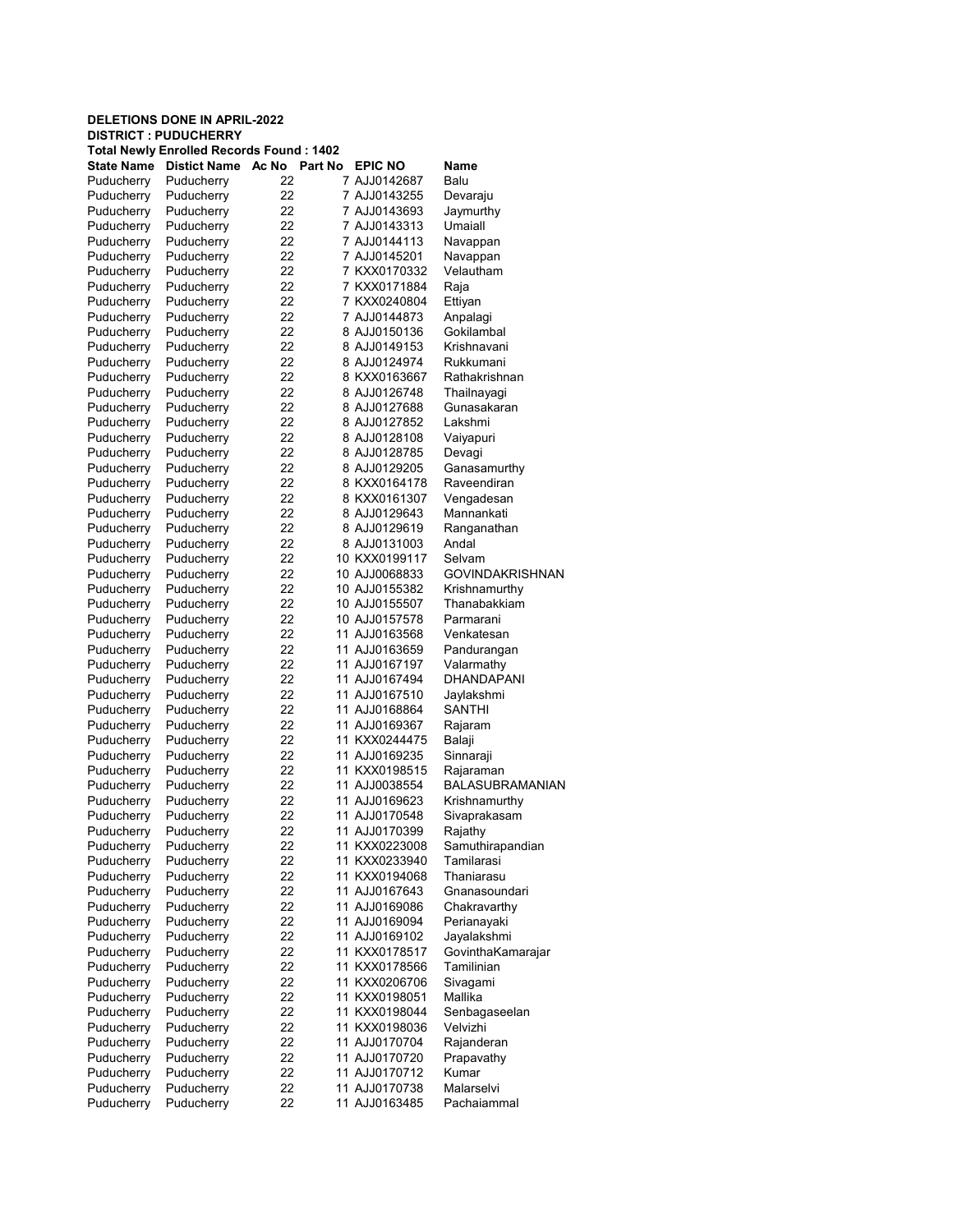**DELETIONS DONE IN APRIL-2022**
**DISTRICT : PUDUCHERRY**
**Total Newly Enrolled Records Found : 1402**

| State Name | Distict Name | Ac No | Part No | EPIC NO | Name |
|---|---|---|---|---|---|
| Puducherry | Puducherry | 22 | 7 | AJJ0142687 | Balu |
| Puducherry | Puducherry | 22 | 7 | AJJ0143255 | Devaraju |
| Puducherry | Puducherry | 22 | 7 | AJJ0143693 | Jaymurthy |
| Puducherry | Puducherry | 22 | 7 | AJJ0143313 | Umaiall |
| Puducherry | Puducherry | 22 | 7 | AJJ0144113 | Navappan |
| Puducherry | Puducherry | 22 | 7 | AJJ0145201 | Navappan |
| Puducherry | Puducherry | 22 | 7 | KXX0170332 | Velautham |
| Puducherry | Puducherry | 22 | 7 | KXX0171884 | Raja |
| Puducherry | Puducherry | 22 | 7 | KXX0240804 | Ettiyan |
| Puducherry | Puducherry | 22 | 7 | AJJ0144873 | Anpalagi |
| Puducherry | Puducherry | 22 | 8 | AJJ0150136 | Gokilambal |
| Puducherry | Puducherry | 22 | 8 | AJJ0149153 | Krishnavani |
| Puducherry | Puducherry | 22 | 8 | AJJ0124974 | Rukkumani |
| Puducherry | Puducherry | 22 | 8 | KXX0163667 | Rathakrishnan |
| Puducherry | Puducherry | 22 | 8 | AJJ0126748 | Thailnayagi |
| Puducherry | Puducherry | 22 | 8 | AJJ0127688 | Gunasakaran |
| Puducherry | Puducherry | 22 | 8 | AJJ0127852 | Lakshmi |
| Puducherry | Puducherry | 22 | 8 | AJJ0128108 | Vaiyapuri |
| Puducherry | Puducherry | 22 | 8 | AJJ0128785 | Devagi |
| Puducherry | Puducherry | 22 | 8 | AJJ0129205 | Ganasamurthy |
| Puducherry | Puducherry | 22 | 8 | KXX0164178 | Raveendiran |
| Puducherry | Puducherry | 22 | 8 | KXX0161307 | Vengadesan |
| Puducherry | Puducherry | 22 | 8 | AJJ0129643 | Mannankati |
| Puducherry | Puducherry | 22 | 8 | AJJ0129619 | Ranganathan |
| Puducherry | Puducherry | 22 | 8 | AJJ0131003 | Andal |
| Puducherry | Puducherry | 22 | 10 | KXX0199117 | Selvam |
| Puducherry | Puducherry | 22 | 10 | AJJ0068833 | GOVINDAKRISHNAN |
| Puducherry | Puducherry | 22 | 10 | AJJ0155382 | Krishnamurthy |
| Puducherry | Puducherry | 22 | 10 | AJJ0155507 | Thanabakkiam |
| Puducherry | Puducherry | 22 | 10 | AJJ0157578 | Parmarani |
| Puducherry | Puducherry | 22 | 11 | AJJ0163568 | Venkatesan |
| Puducherry | Puducherry | 22 | 11 | AJJ0163659 | Pandurangan |
| Puducherry | Puducherry | 22 | 11 | AJJ0167197 | Valarmathy |
| Puducherry | Puducherry | 22 | 11 | AJJ0167494 | DHANDAPANI |
| Puducherry | Puducherry | 22 | 11 | AJJ0167510 | Jaylakshmi |
| Puducherry | Puducherry | 22 | 11 | AJJ0168864 | SANTHI |
| Puducherry | Puducherry | 22 | 11 | AJJ0169367 | Rajaram |
| Puducherry | Puducherry | 22 | 11 | KXX0244475 | Balaji |
| Puducherry | Puducherry | 22 | 11 | AJJ0169235 | Sinnaraji |
| Puducherry | Puducherry | 22 | 11 | KXX0198515 | Rajaraman |
| Puducherry | Puducherry | 22 | 11 | AJJ0038554 | BALASUBRAMANIAN |
| Puducherry | Puducherry | 22 | 11 | AJJ0169623 | Krishnamurthy |
| Puducherry | Puducherry | 22 | 11 | AJJ0170548 | Sivaprakasam |
| Puducherry | Puducherry | 22 | 11 | AJJ0170399 | Rajathy |
| Puducherry | Puducherry | 22 | 11 | KXX0223008 | Samuthirapandian |
| Puducherry | Puducherry | 22 | 11 | KXX0233940 | Tamilarasi |
| Puducherry | Puducherry | 22 | 11 | KXX0194068 | Thaniarasu |
| Puducherry | Puducherry | 22 | 11 | AJJ0167643 | Gnanasoundari |
| Puducherry | Puducherry | 22 | 11 | AJJ0169086 | Chakravarthy |
| Puducherry | Puducherry | 22 | 11 | AJJ0169094 | Perianayaki |
| Puducherry | Puducherry | 22 | 11 | AJJ0169102 | Jayalakshmi |
| Puducherry | Puducherry | 22 | 11 | KXX0178517 | GovinthaKamarajar |
| Puducherry | Puducherry | 22 | 11 | KXX0178566 | Tamilinian |
| Puducherry | Puducherry | 22 | 11 | KXX0206706 | Sivagami |
| Puducherry | Puducherry | 22 | 11 | KXX0198051 | Mallika |
| Puducherry | Puducherry | 22 | 11 | KXX0198044 | Senbagaseelan |
| Puducherry | Puducherry | 22 | 11 | KXX0198036 | Velvizhi |
| Puducherry | Puducherry | 22 | 11 | AJJ0170704 | Rajanderan |
| Puducherry | Puducherry | 22 | 11 | AJJ0170720 | Prapavathy |
| Puducherry | Puducherry | 22 | 11 | AJJ0170712 | Kumar |
| Puducherry | Puducherry | 22 | 11 | AJJ0170738 | Malarselvi |
| Puducherry | Puducherry | 22 | 11 | AJJ0163485 | Pachaiammal |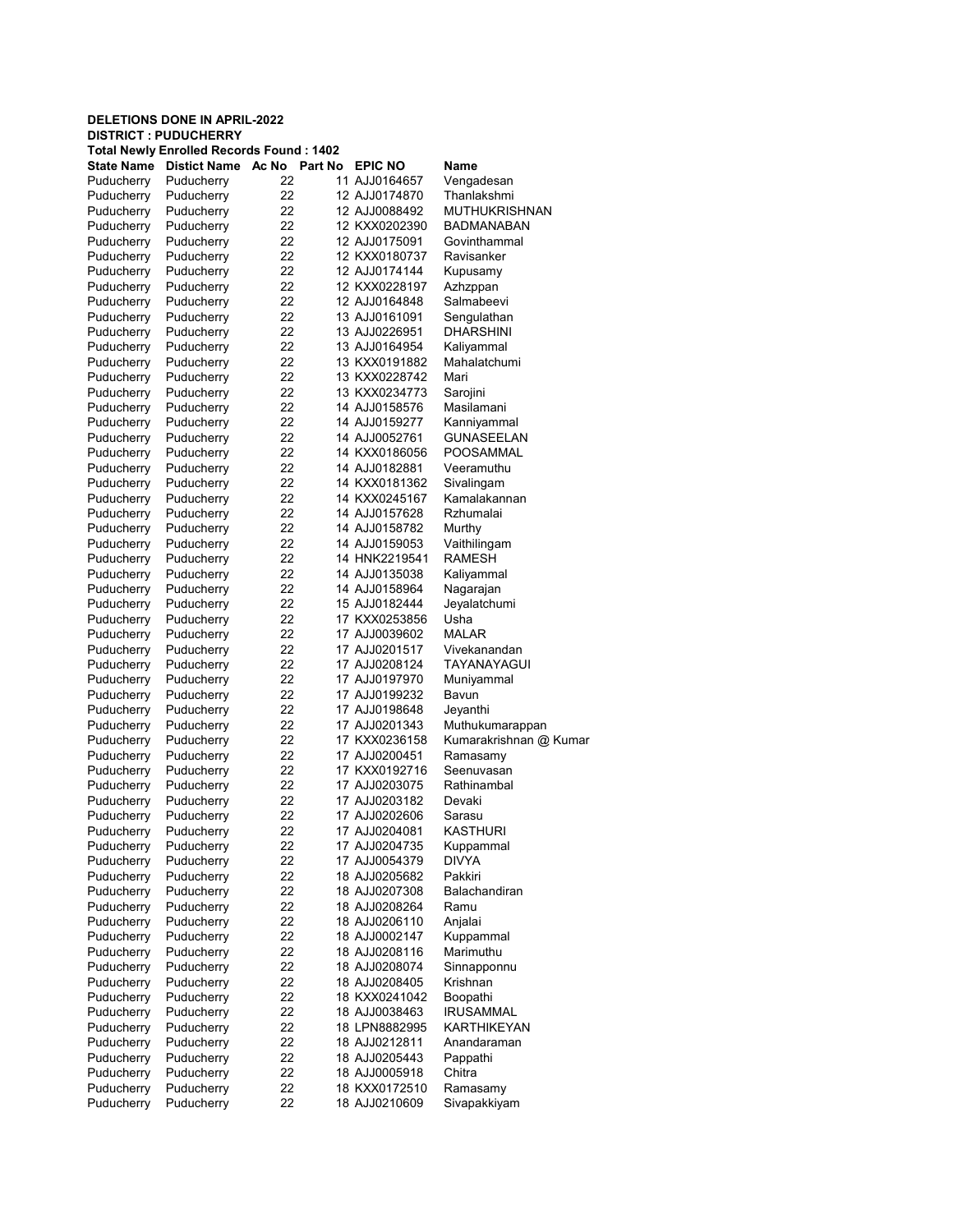**DELETIONS DONE IN APRIL-2022**
**DISTRICT : PUDUCHERRY**
**Total Newly Enrolled Records Found : 1402**

| State Name | Distict Name | Ac No | Part No | EPIC NO | Name |
|---|---|---|---|---|---|
| Puducherry | Puducherry | 22 | 11 | AJJ0164657 | Vengadesan |
| Puducherry | Puducherry | 22 | 12 | AJJ0174870 | Thanlakshmi |
| Puducherry | Puducherry | 22 | 12 | AJJ0088492 | MUTHUKRISHNAN |
| Puducherry | Puducherry | 22 | 12 | KXX0202390 | BADMANABAN |
| Puducherry | Puducherry | 22 | 12 | AJJ0175091 | Govinthammal |
| Puducherry | Puducherry | 22 | 12 | KXX0180737 | Ravisanker |
| Puducherry | Puducherry | 22 | 12 | AJJ0174144 | Kupusamy |
| Puducherry | Puducherry | 22 | 12 | KXX0228197 | Azhzppan |
| Puducherry | Puducherry | 22 | 12 | AJJ0164848 | Salmabeevi |
| Puducherry | Puducherry | 22 | 13 | AJJ0161091 | Sengulathan |
| Puducherry | Puducherry | 22 | 13 | AJJ0226951 | DHARSHINI |
| Puducherry | Puducherry | 22 | 13 | AJJ0164954 | Kaliyammal |
| Puducherry | Puducherry | 22 | 13 | KXX0191882 | Mahalatchumi |
| Puducherry | Puducherry | 22 | 13 | KXX0228742 | Mari |
| Puducherry | Puducherry | 22 | 13 | KXX0234773 | Sarojini |
| Puducherry | Puducherry | 22 | 14 | AJJ0158576 | Masilamani |
| Puducherry | Puducherry | 22 | 14 | AJJ0159277 | Kanniyammal |
| Puducherry | Puducherry | 22 | 14 | AJJ0052761 | GUNASEELAN |
| Puducherry | Puducherry | 22 | 14 | KXX0186056 | POOSAMMAL |
| Puducherry | Puducherry | 22 | 14 | AJJ0182881 | Veeramuthu |
| Puducherry | Puducherry | 22 | 14 | KXX0181362 | Sivalingam |
| Puducherry | Puducherry | 22 | 14 | KXX0245167 | Kamalakannan |
| Puducherry | Puducherry | 22 | 14 | AJJ0157628 | Rzhumalai |
| Puducherry | Puducherry | 22 | 14 | AJJ0158782 | Murthy |
| Puducherry | Puducherry | 22 | 14 | AJJ0159053 | Vaithilingam |
| Puducherry | Puducherry | 22 | 14 | HNK2219541 | RAMESH |
| Puducherry | Puducherry | 22 | 14 | AJJ0135038 | Kaliyammal |
| Puducherry | Puducherry | 22 | 14 | AJJ0158964 | Nagarajan |
| Puducherry | Puducherry | 22 | 15 | AJJ0182444 | Jeyalatchumi |
| Puducherry | Puducherry | 22 | 17 | KXX0253856 | Usha |
| Puducherry | Puducherry | 22 | 17 | AJJ0039602 | MALAR |
| Puducherry | Puducherry | 22 | 17 | AJJ0201517 | Vivekanandan |
| Puducherry | Puducherry | 22 | 17 | AJJ0208124 | TAYANAYAGUI |
| Puducherry | Puducherry | 22 | 17 | AJJ0197970 | Muniyammal |
| Puducherry | Puducherry | 22 | 17 | AJJ0199232 | Bavun |
| Puducherry | Puducherry | 22 | 17 | AJJ0198648 | Jeyanthi |
| Puducherry | Puducherry | 22 | 17 | AJJ0201343 | Muthukumarappan |
| Puducherry | Puducherry | 22 | 17 | KXX0236158 | Kumarakrishnan @ Kumar |
| Puducherry | Puducherry | 22 | 17 | AJJ0200451 | Ramasamy |
| Puducherry | Puducherry | 22 | 17 | KXX0192716 | Seenuvasan |
| Puducherry | Puducherry | 22 | 17 | AJJ0203075 | Rathinambal |
| Puducherry | Puducherry | 22 | 17 | AJJ0203182 | Devaki |
| Puducherry | Puducherry | 22 | 17 | AJJ0202606 | Sarasu |
| Puducherry | Puducherry | 22 | 17 | AJJ0204081 | KASTHURI |
| Puducherry | Puducherry | 22 | 17 | AJJ0204735 | Kuppammal |
| Puducherry | Puducherry | 22 | 17 | AJJ0054379 | DIVYA |
| Puducherry | Puducherry | 22 | 18 | AJJ0205682 | Pakkiri |
| Puducherry | Puducherry | 22 | 18 | AJJ0207308 | Balachandiran |
| Puducherry | Puducherry | 22 | 18 | AJJ0208264 | Ramu |
| Puducherry | Puducherry | 22 | 18 | AJJ0206110 | Anjalai |
| Puducherry | Puducherry | 22 | 18 | AJJ0002147 | Kuppammal |
| Puducherry | Puducherry | 22 | 18 | AJJ0208116 | Marimuthu |
| Puducherry | Puducherry | 22 | 18 | AJJ0208074 | Sinnapponnu |
| Puducherry | Puducherry | 22 | 18 | AJJ0208405 | Krishnan |
| Puducherry | Puducherry | 22 | 18 | KXX0241042 | Boopathi |
| Puducherry | Puducherry | 22 | 18 | AJJ0038463 | IRUSAMMAL |
| Puducherry | Puducherry | 22 | 18 | LPN8882995 | KARTHIKEYAN |
| Puducherry | Puducherry | 22 | 18 | AJJ0212811 | Anandaraman |
| Puducherry | Puducherry | 22 | 18 | AJJ0205443 | Pappathi |
| Puducherry | Puducherry | 22 | 18 | AJJ0005918 | Chitra |
| Puducherry | Puducherry | 22 | 18 | KXX0172510 | Ramasamy |
| Puducherry | Puducherry | 22 | 18 | AJJ0210609 | Sivapakkiyam |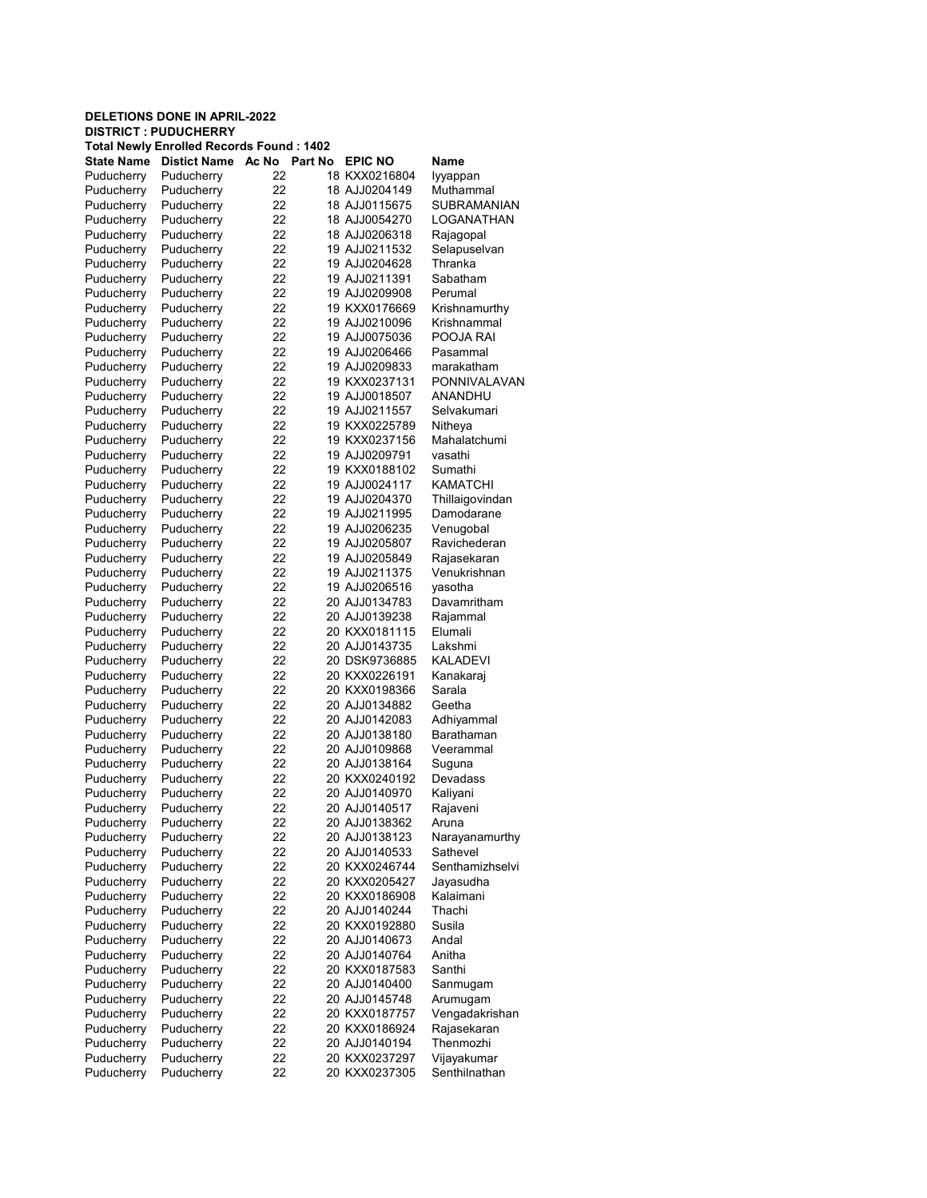**DELETIONS DONE IN APRIL-2022**
**DISTRICT : PUDUCHERRY**
**Total Newly Enrolled Records Found : 1402**

| State Name | Distict Name | Ac No | Part No | EPIC NO | Name |
|---|---|---|---|---|---|
| Puducherry | Puducherry | 22 | 18 | KXX0216804 | Iyyappan |
| Puducherry | Puducherry | 22 | 18 | AJJ0204149 | Muthammal |
| Puducherry | Puducherry | 22 | 18 | AJJ0115675 | SUBRAMANIAN |
| Puducherry | Puducherry | 22 | 18 | AJJ0054270 | LOGANATHAN |
| Puducherry | Puducherry | 22 | 18 | AJJ0206318 | Rajagopal |
| Puducherry | Puducherry | 22 | 19 | AJJ0211532 | Selapuselvan |
| Puducherry | Puducherry | 22 | 19 | AJJ0204628 | Thranka |
| Puducherry | Puducherry | 22 | 19 | AJJ0211391 | Sabatham |
| Puducherry | Puducherry | 22 | 19 | AJJ0209908 | Perumal |
| Puducherry | Puducherry | 22 | 19 | KXX0176669 | Krishnamurthy |
| Puducherry | Puducherry | 22 | 19 | AJJ0210096 | Krishnammal |
| Puducherry | Puducherry | 22 | 19 | AJJ0075036 | POOJA RAI |
| Puducherry | Puducherry | 22 | 19 | AJJ0206466 | Pasammal |
| Puducherry | Puducherry | 22 | 19 | AJJ0209833 | marakatham |
| Puducherry | Puducherry | 22 | 19 | KXX0237131 | PONNIVALAVAN |
| Puducherry | Puducherry | 22 | 19 | AJJ0018507 | ANANDHU |
| Puducherry | Puducherry | 22 | 19 | AJJ0211557 | Selvakumari |
| Puducherry | Puducherry | 22 | 19 | KXX0225789 | Nitheya |
| Puducherry | Puducherry | 22 | 19 | KXX0237156 | Mahalatchumi |
| Puducherry | Puducherry | 22 | 19 | AJJ0209791 | vasathi |
| Puducherry | Puducherry | 22 | 19 | KXX0188102 | Sumathi |
| Puducherry | Puducherry | 22 | 19 | AJJ0024117 | KAMATCHI |
| Puducherry | Puducherry | 22 | 19 | AJJ0204370 | Thillaigovindan |
| Puducherry | Puducherry | 22 | 19 | AJJ0211995 | Damodarane |
| Puducherry | Puducherry | 22 | 19 | AJJ0206235 | Venugobal |
| Puducherry | Puducherry | 22 | 19 | AJJ0205807 | Ravichederan |
| Puducherry | Puducherry | 22 | 19 | AJJ0205849 | Rajasekaran |
| Puducherry | Puducherry | 22 | 19 | AJJ0211375 | Venukrishnan |
| Puducherry | Puducherry | 22 | 19 | AJJ0206516 | yasotha |
| Puducherry | Puducherry | 22 | 20 | AJJ0134783 | Davamritham |
| Puducherry | Puducherry | 22 | 20 | AJJ0139238 | Rajammal |
| Puducherry | Puducherry | 22 | 20 | KXX0181115 | Elumali |
| Puducherry | Puducherry | 22 | 20 | AJJ0143735 | Lakshmi |
| Puducherry | Puducherry | 22 | 20 | DSK9736885 | KALADEVI |
| Puducherry | Puducherry | 22 | 20 | KXX0226191 | Kanakaraj |
| Puducherry | Puducherry | 22 | 20 | KXX0198366 | Sarala |
| Puducherry | Puducherry | 22 | 20 | AJJ0134882 | Geetha |
| Puducherry | Puducherry | 22 | 20 | AJJ0142083 | Adhiyammal |
| Puducherry | Puducherry | 22 | 20 | AJJ0138180 | Barathaman |
| Puducherry | Puducherry | 22 | 20 | AJJ0109868 | Veerammal |
| Puducherry | Puducherry | 22 | 20 | AJJ0138164 | Suguna |
| Puducherry | Puducherry | 22 | 20 | KXX0240192 | Devadass |
| Puducherry | Puducherry | 22 | 20 | AJJ0140970 | Kaliyani |
| Puducherry | Puducherry | 22 | 20 | AJJ0140517 | Rajaveni |
| Puducherry | Puducherry | 22 | 20 | AJJ0138362 | Aruna |
| Puducherry | Puducherry | 22 | 20 | AJJ0138123 | Narayanamurthy |
| Puducherry | Puducherry | 22 | 20 | AJJ0140533 | Sathevel |
| Puducherry | Puducherry | 22 | 20 | KXX0246744 | Senthamizhselvi |
| Puducherry | Puducherry | 22 | 20 | KXX0205427 | Jayasudha |
| Puducherry | Puducherry | 22 | 20 | KXX0186908 | Kalaimani |
| Puducherry | Puducherry | 22 | 20 | AJJ0140244 | Thachi |
| Puducherry | Puducherry | 22 | 20 | KXX0192880 | Susila |
| Puducherry | Puducherry | 22 | 20 | AJJ0140673 | Andal |
| Puducherry | Puducherry | 22 | 20 | AJJ0140764 | Anitha |
| Puducherry | Puducherry | 22 | 20 | KXX0187583 | Santhi |
| Puducherry | Puducherry | 22 | 20 | AJJ0140400 | Sanmugam |
| Puducherry | Puducherry | 22 | 20 | AJJ0145748 | Arumugam |
| Puducherry | Puducherry | 22 | 20 | KXX0187757 | Vengadakrishan |
| Puducherry | Puducherry | 22 | 20 | KXX0186924 | Rajasekaran |
| Puducherry | Puducherry | 22 | 20 | AJJ0140194 | Thenmozhi |
| Puducherry | Puducherry | 22 | 20 | KXX0237297 | Vijayakumar |
| Puducherry | Puducherry | 22 | 20 | KXX0237305 | Senthilnathan |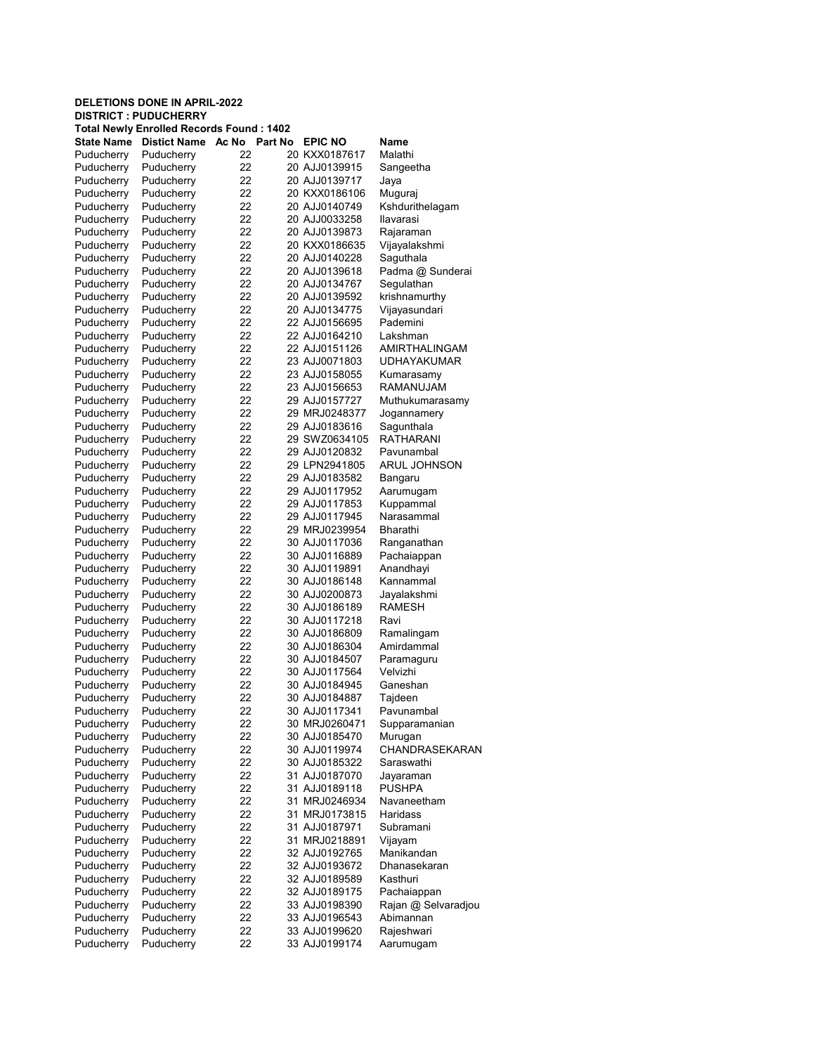**DELETIONS DONE IN APRIL-2022**
**DISTRICT : PUDUCHERRY**
**Total Newly Enrolled Records Found : 1402**

| State Name | Distict Name | Ac No | Part No | EPIC NO | Name |
|---|---|---|---|---|---|
| Puducherry | Puducherry | 22 | 20 | KXX0187617 | Malathi |
| Puducherry | Puducherry | 22 | 20 | AJJ0139915 | Sangeetha |
| Puducherry | Puducherry | 22 | 20 | AJJ0139717 | Jaya |
| Puducherry | Puducherry | 22 | 20 | KXX0186106 | Muguraj |
| Puducherry | Puducherry | 22 | 20 | AJJ0140749 | Kshdurithelagam |
| Puducherry | Puducherry | 22 | 20 | AJJ0033258 | Ilavarasi |
| Puducherry | Puducherry | 22 | 20 | AJJ0139873 | Rajaraman |
| Puducherry | Puducherry | 22 | 20 | KXX0186635 | Vijayalakshmi |
| Puducherry | Puducherry | 22 | 20 | AJJ0140228 | Saguthala |
| Puducherry | Puducherry | 22 | 20 | AJJ0139618 | Padma @ Sunderai |
| Puducherry | Puducherry | 22 | 20 | AJJ0134767 | Segulathan |
| Puducherry | Puducherry | 22 | 20 | AJJ0139592 | krishnamurthy |
| Puducherry | Puducherry | 22 | 20 | AJJ0134775 | Vijayasundari |
| Puducherry | Puducherry | 22 | 22 | AJJ0156695 | Pademini |
| Puducherry | Puducherry | 22 | 22 | AJJ0164210 | Lakshman |
| Puducherry | Puducherry | 22 | 22 | AJJ0151126 | AMIRTHALINGAM |
| Puducherry | Puducherry | 22 | 23 | AJJ0071803 | UDHAYAKUMAR |
| Puducherry | Puducherry | 22 | 23 | AJJ0158055 | Kumarasamy |
| Puducherry | Puducherry | 22 | 23 | AJJ0156653 | RAMANUJAM |
| Puducherry | Puducherry | 22 | 29 | AJJ0157727 | Muthukumarasamy |
| Puducherry | Puducherry | 22 | 29 | MRJ0248377 | Jogannamery |
| Puducherry | Puducherry | 22 | 29 | AJJ0183616 | Sagunthala |
| Puducherry | Puducherry | 22 | 29 | SWZ0634105 | RATHARANI |
| Puducherry | Puducherry | 22 | 29 | AJJ0120832 | Pavunambal |
| Puducherry | Puducherry | 22 | 29 | LPN2941805 | ARUL JOHNSON |
| Puducherry | Puducherry | 22 | 29 | AJJ0183582 | Bangaru |
| Puducherry | Puducherry | 22 | 29 | AJJ0117952 | Aarumugam |
| Puducherry | Puducherry | 22 | 29 | AJJ0117853 | Kuppammal |
| Puducherry | Puducherry | 22 | 29 | AJJ0117945 | Narasammal |
| Puducherry | Puducherry | 22 | 29 | MRJ0239954 | Bharathi |
| Puducherry | Puducherry | 22 | 30 | AJJ0117036 | Ranganathan |
| Puducherry | Puducherry | 22 | 30 | AJJ0116889 | Pachaiappan |
| Puducherry | Puducherry | 22 | 30 | AJJ0119891 | Anandhayi |
| Puducherry | Puducherry | 22 | 30 | AJJ0186148 | Kannammal |
| Puducherry | Puducherry | 22 | 30 | AJJ0200873 | Jayalakshmi |
| Puducherry | Puducherry | 22 | 30 | AJJ0186189 | RAMESH |
| Puducherry | Puducherry | 22 | 30 | AJJ0117218 | Ravi |
| Puducherry | Puducherry | 22 | 30 | AJJ0186809 | Ramalingam |
| Puducherry | Puducherry | 22 | 30 | AJJ0186304 | Amirdammal |
| Puducherry | Puducherry | 22 | 30 | AJJ0184507 | Paramaguru |
| Puducherry | Puducherry | 22 | 30 | AJJ0117564 | Velvizhi |
| Puducherry | Puducherry | 22 | 30 | AJJ0184945 | Ganeshan |
| Puducherry | Puducherry | 22 | 30 | AJJ0184887 | Tajdeen |
| Puducherry | Puducherry | 22 | 30 | AJJ0117341 | Pavunambal |
| Puducherry | Puducherry | 22 | 30 | MRJ0260471 | Supparamanian |
| Puducherry | Puducherry | 22 | 30 | AJJ0185470 | Murugan |
| Puducherry | Puducherry | 22 | 30 | AJJ0119974 | CHANDRASEKARAN |
| Puducherry | Puducherry | 22 | 30 | AJJ0185322 | Saraswathi |
| Puducherry | Puducherry | 22 | 31 | AJJ0187070 | Jayaraman |
| Puducherry | Puducherry | 22 | 31 | AJJ0189118 | PUSHPA |
| Puducherry | Puducherry | 22 | 31 | MRJ0246934 | Navaneetham |
| Puducherry | Puducherry | 22 | 31 | MRJ0173815 | Haridass |
| Puducherry | Puducherry | 22 | 31 | AJJ0187971 | Subramani |
| Puducherry | Puducherry | 22 | 31 | MRJ0218891 | Vijayam |
| Puducherry | Puducherry | 22 | 32 | AJJ0192765 | Manikandan |
| Puducherry | Puducherry | 22 | 32 | AJJ0193672 | Dhanasekaran |
| Puducherry | Puducherry | 22 | 32 | AJJ0189589 | Kasthuri |
| Puducherry | Puducherry | 22 | 32 | AJJ0189175 | Pachaiappan |
| Puducherry | Puducherry | 22 | 33 | AJJ0198390 | Rajan @ Selvaradjou |
| Puducherry | Puducherry | 22 | 33 | AJJ0196543 | Abimannan |
| Puducherry | Puducherry | 22 | 33 | AJJ0199620 | Rajeshwari |
| Puducherry | Puducherry | 22 | 33 | AJJ0199174 | Aarumugam |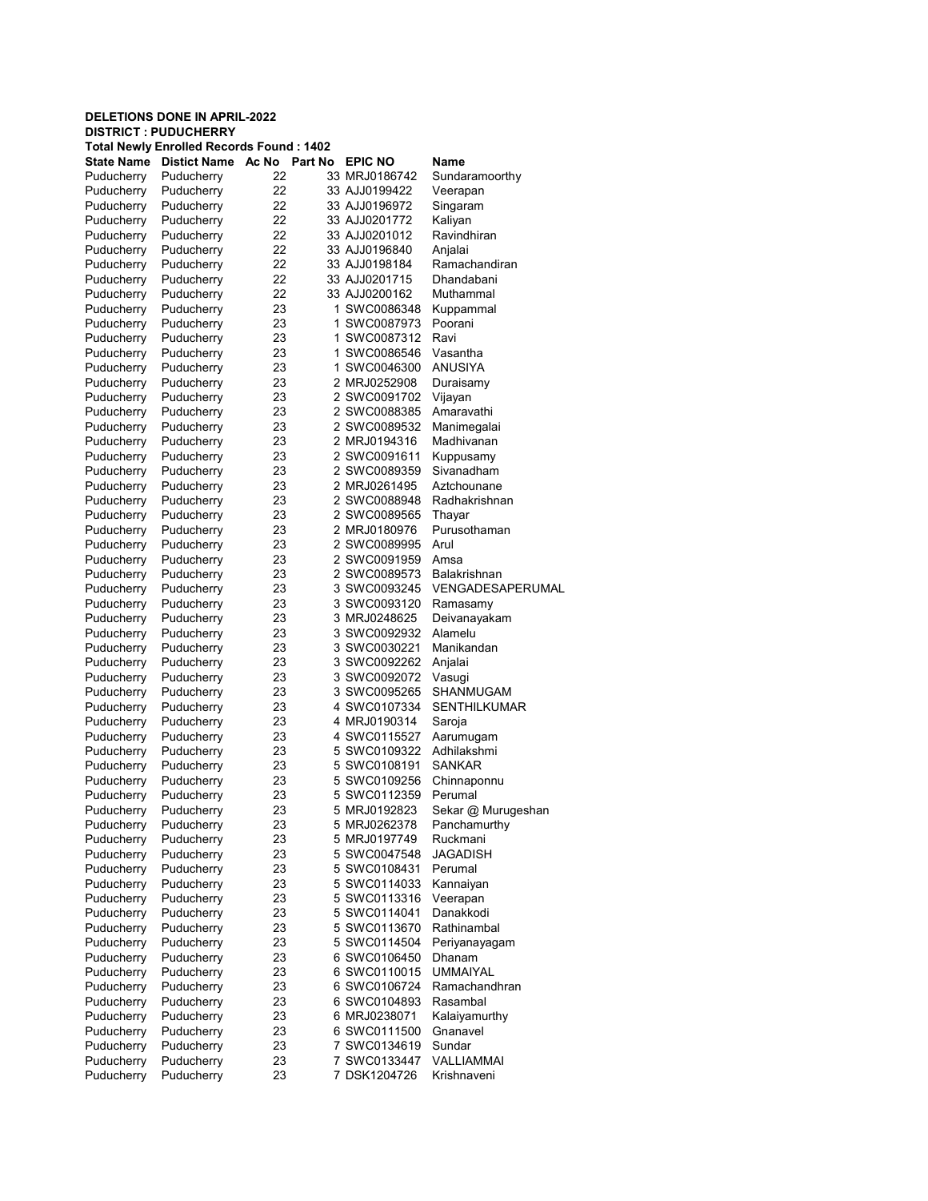**DELETIONS DONE IN APRIL-2022**
**DISTRICT : PUDUCHERRY**
**Total Newly Enrolled Records Found : 1402**

| State Name | Distict Name | Ac No | Part No | EPIC NO | Name |
|---|---|---|---|---|---|
| Puducherry | Puducherry | 22 | 33 | MRJ0186742 | Sundaramoorthy |
| Puducherry | Puducherry | 22 | 33 | AJJ0199422 | Veerapan |
| Puducherry | Puducherry | 22 | 33 | AJJ0196972 | Singaram |
| Puducherry | Puducherry | 22 | 33 | AJJ0201772 | Kaliyan |
| Puducherry | Puducherry | 22 | 33 | AJJ0201012 | Ravindhiran |
| Puducherry | Puducherry | 22 | 33 | AJJ0196840 | Anjalai |
| Puducherry | Puducherry | 22 | 33 | AJJ0198184 | Ramachandiran |
| Puducherry | Puducherry | 22 | 33 | AJJ0201715 | Dhandabani |
| Puducherry | Puducherry | 22 | 33 | AJJ0200162 | Muthammal |
| Puducherry | Puducherry | 23 | 1 | SWC0086348 | Kuppammal |
| Puducherry | Puducherry | 23 | 1 | SWC0087973 | Poorani |
| Puducherry | Puducherry | 23 | 1 | SWC0087312 | Ravi |
| Puducherry | Puducherry | 23 | 1 | SWC0086546 | Vasantha |
| Puducherry | Puducherry | 23 | 1 | SWC0046300 | ANUSIYA |
| Puducherry | Puducherry | 23 | 2 | MRJ0252908 | Duraisamy |
| Puducherry | Puducherry | 23 | 2 | SWC0091702 | Vijayan |
| Puducherry | Puducherry | 23 | 2 | SWC0088385 | Amaravathi |
| Puducherry | Puducherry | 23 | 2 | SWC0089532 | Manimegalai |
| Puducherry | Puducherry | 23 | 2 | MRJ0194316 | Madhivanan |
| Puducherry | Puducherry | 23 | 2 | SWC0091611 | Kuppusamy |
| Puducherry | Puducherry | 23 | 2 | SWC0089359 | Sivanadham |
| Puducherry | Puducherry | 23 | 2 | MRJ0261495 | Aztchounane |
| Puducherry | Puducherry | 23 | 2 | SWC0088948 | Radhakrishnan |
| Puducherry | Puducherry | 23 | 2 | SWC0089565 | Thayar |
| Puducherry | Puducherry | 23 | 2 | MRJ0180976 | Purusothaman |
| Puducherry | Puducherry | 23 | 2 | SWC0089995 | Arul |
| Puducherry | Puducherry | 23 | 2 | SWC0091959 | Amsa |
| Puducherry | Puducherry | 23 | 2 | SWC0089573 | Balakrishnan |
| Puducherry | Puducherry | 23 | 3 | SWC0093245 | VENGADESAPERUMAL |
| Puducherry | Puducherry | 23 | 3 | SWC0093120 | Ramasamy |
| Puducherry | Puducherry | 23 | 3 | MRJ0248625 | Deivanayakam |
| Puducherry | Puducherry | 23 | 3 | SWC0092932 | Alamelu |
| Puducherry | Puducherry | 23 | 3 | SWC0030221 | Manikandan |
| Puducherry | Puducherry | 23 | 3 | SWC0092262 | Anjalai |
| Puducherry | Puducherry | 23 | 3 | SWC0092072 | Vasugi |
| Puducherry | Puducherry | 23 | 3 | SWC0095265 | SHANMUGAM |
| Puducherry | Puducherry | 23 | 4 | SWC0107334 | SENTHILKUMAR |
| Puducherry | Puducherry | 23 | 4 | MRJ0190314 | Saroja |
| Puducherry | Puducherry | 23 | 4 | SWC0115527 | Aarumugam |
| Puducherry | Puducherry | 23 | 5 | SWC0109322 | Adhilakshmi |
| Puducherry | Puducherry | 23 | 5 | SWC0108191 | SANKAR |
| Puducherry | Puducherry | 23 | 5 | SWC0109256 | Chinnaponnu |
| Puducherry | Puducherry | 23 | 5 | SWC0112359 | Perumal |
| Puducherry | Puducherry | 23 | 5 | MRJ0192823 | Sekar @ Murugeshan |
| Puducherry | Puducherry | 23 | 5 | MRJ0262378 | Panchamurthy |
| Puducherry | Puducherry | 23 | 5 | MRJ0197749 | Ruckmani |
| Puducherry | Puducherry | 23 | 5 | SWC0047548 | JAGADISH |
| Puducherry | Puducherry | 23 | 5 | SWC0108431 | Perumal |
| Puducherry | Puducherry | 23 | 5 | SWC0114033 | Kannaiyan |
| Puducherry | Puducherry | 23 | 5 | SWC0113316 | Veerapan |
| Puducherry | Puducherry | 23 | 5 | SWC0114041 | Danakkodi |
| Puducherry | Puducherry | 23 | 5 | SWC0113670 | Rathinambal |
| Puducherry | Puducherry | 23 | 5 | SWC0114504 | Periyanayagam |
| Puducherry | Puducherry | 23 | 6 | SWC0106450 | Dhanam |
| Puducherry | Puducherry | 23 | 6 | SWC0110015 | UMMAIYAL |
| Puducherry | Puducherry | 23 | 6 | SWC0106724 | Ramachandhran |
| Puducherry | Puducherry | 23 | 6 | SWC0104893 | Rasambal |
| Puducherry | Puducherry | 23 | 6 | MRJ0238071 | Kalaiyamurthy |
| Puducherry | Puducherry | 23 | 6 | SWC0111500 | Gnanavel |
| Puducherry | Puducherry | 23 | 7 | SWC0134619 | Sundar |
| Puducherry | Puducherry | 23 | 7 | SWC0133447 | VALLIAMMAI |
| Puducherry | Puducherry | 23 | 7 | DSK1204726 | Krishnaveni |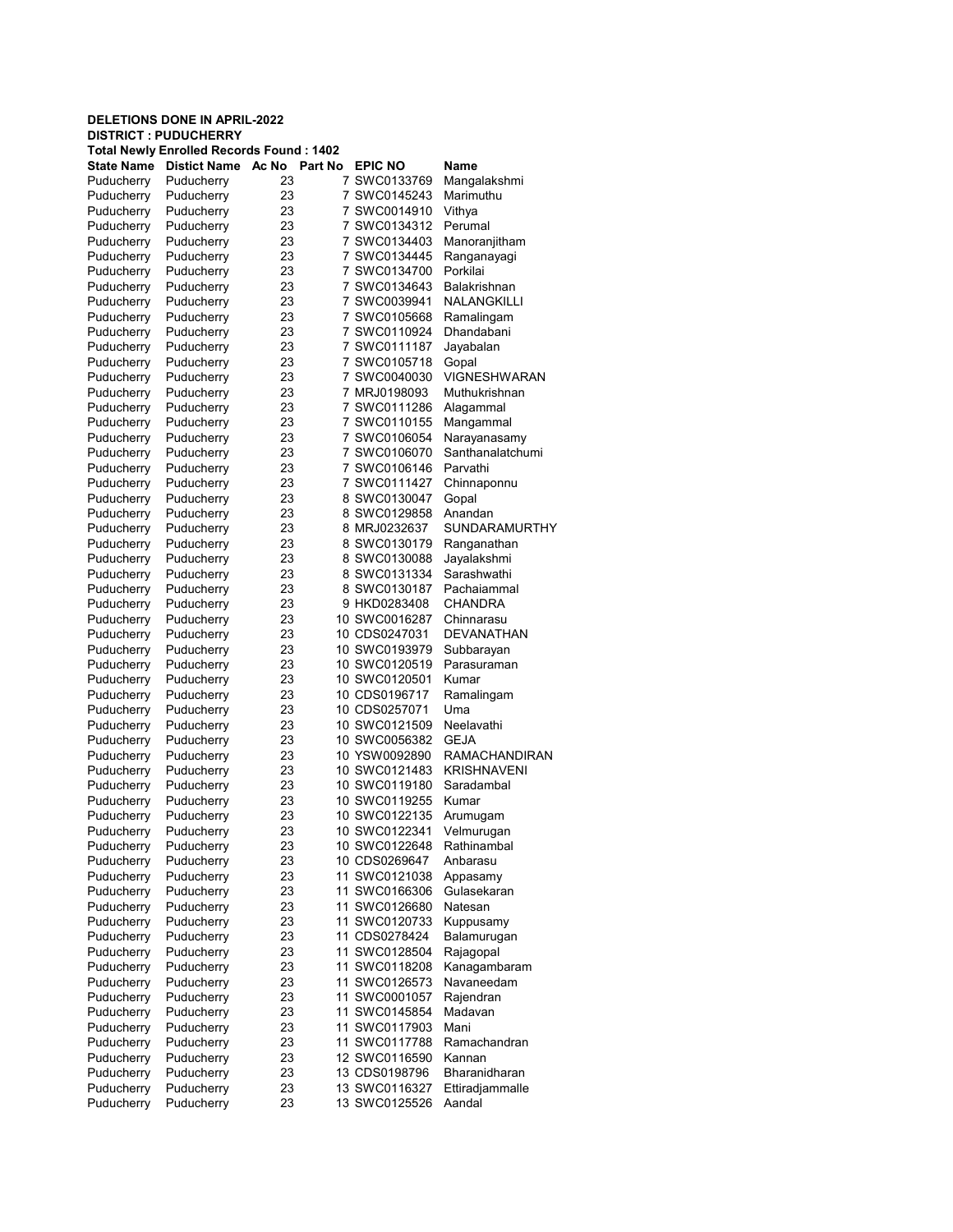**DELETIONS DONE IN APRIL-2022**
**DISTRICT : PUDUCHERRY**
**Total Newly Enrolled Records Found : 1402**

| State Name | Distict Name | Ac No | Part No | EPIC NO | Name |
|---|---|---|---|---|---|
| Puducherry | Puducherry | 23 | 7 | SWC0133769 | Mangalakshmi |
| Puducherry | Puducherry | 23 | 7 | SWC0145243 | Marimuthu |
| Puducherry | Puducherry | 23 | 7 | SWC0014910 | Vithya |
| Puducherry | Puducherry | 23 | 7 | SWC0134312 | Perumal |
| Puducherry | Puducherry | 23 | 7 | SWC0134403 | Manoranjitham |
| Puducherry | Puducherry | 23 | 7 | SWC0134445 | Ranganayagi |
| Puducherry | Puducherry | 23 | 7 | SWC0134700 | Porkilai |
| Puducherry | Puducherry | 23 | 7 | SWC0134643 | Balakrishnan |
| Puducherry | Puducherry | 23 | 7 | SWC0039941 | NALANGKILLI |
| Puducherry | Puducherry | 23 | 7 | SWC0105668 | Ramalingam |
| Puducherry | Puducherry | 23 | 7 | SWC0110924 | Dhandabani |
| Puducherry | Puducherry | 23 | 7 | SWC0111187 | Jayabalan |
| Puducherry | Puducherry | 23 | 7 | SWC0105718 | Gopal |
| Puducherry | Puducherry | 23 | 7 | SWC0040030 | VIGNESHWARAN |
| Puducherry | Puducherry | 23 | 7 | MRJ0198093 | Muthukrishnan |
| Puducherry | Puducherry | 23 | 7 | SWC0111286 | Alagammal |
| Puducherry | Puducherry | 23 | 7 | SWC0110155 | Mangammal |
| Puducherry | Puducherry | 23 | 7 | SWC0106054 | Narayanasamy |
| Puducherry | Puducherry | 23 | 7 | SWC0106070 | Santhanalatchumi |
| Puducherry | Puducherry | 23 | 7 | SWC0106146 | Parvathi |
| Puducherry | Puducherry | 23 | 7 | SWC0111427 | Chinnaponnu |
| Puducherry | Puducherry | 23 | 8 | SWC0130047 | Gopal |
| Puducherry | Puducherry | 23 | 8 | SWC0129858 | Anandan |
| Puducherry | Puducherry | 23 | 8 | MRJ0232637 | SUNDARAMURTHY |
| Puducherry | Puducherry | 23 | 8 | SWC0130179 | Ranganathan |
| Puducherry | Puducherry | 23 | 8 | SWC0130088 | Jayalakshmi |
| Puducherry | Puducherry | 23 | 8 | SWC0131334 | Sarashwathi |
| Puducherry | Puducherry | 23 | 8 | SWC0130187 | Pachaiammal |
| Puducherry | Puducherry | 23 | 9 | HKD0283408 | CHANDRA |
| Puducherry | Puducherry | 23 | 10 | SWC0016287 | Chinnarasu |
| Puducherry | Puducherry | 23 | 10 | CDS0247031 | DEVANATHAN |
| Puducherry | Puducherry | 23 | 10 | SWC0193979 | Subbarayan |
| Puducherry | Puducherry | 23 | 10 | SWC0120519 | Parasuraman |
| Puducherry | Puducherry | 23 | 10 | SWC0120501 | Kumar |
| Puducherry | Puducherry | 23 | 10 | CDS0196717 | Ramalingam |
| Puducherry | Puducherry | 23 | 10 | CDS0257071 | Uma |
| Puducherry | Puducherry | 23 | 10 | SWC0121509 | Neelavathi |
| Puducherry | Puducherry | 23 | 10 | SWC0056382 | GEJA |
| Puducherry | Puducherry | 23 | 10 | YSW0092890 | RAMACHANDIRAN |
| Puducherry | Puducherry | 23 | 10 | SWC0121483 | KRISHNAVENI |
| Puducherry | Puducherry | 23 | 10 | SWC0119180 | Saradambal |
| Puducherry | Puducherry | 23 | 10 | SWC0119255 | Kumar |
| Puducherry | Puducherry | 23 | 10 | SWC0122135 | Arumugam |
| Puducherry | Puducherry | 23 | 10 | SWC0122341 | Velmurugan |
| Puducherry | Puducherry | 23 | 10 | SWC0122648 | Rathinambal |
| Puducherry | Puducherry | 23 | 10 | CDS0269647 | Anbarasu |
| Puducherry | Puducherry | 23 | 11 | SWC0121038 | Appasamy |
| Puducherry | Puducherry | 23 | 11 | SWC0166306 | Gulasekaran |
| Puducherry | Puducherry | 23 | 11 | SWC0126680 | Natesan |
| Puducherry | Puducherry | 23 | 11 | SWC0120733 | Kuppusamy |
| Puducherry | Puducherry | 23 | 11 | CDS0278424 | Balamurugan |
| Puducherry | Puducherry | 23 | 11 | SWC0128504 | Rajagopal |
| Puducherry | Puducherry | 23 | 11 | SWC0118208 | Kanagambaram |
| Puducherry | Puducherry | 23 | 11 | SWC0126573 | Navaneedam |
| Puducherry | Puducherry | 23 | 11 | SWC0001057 | Rajendran |
| Puducherry | Puducherry | 23 | 11 | SWC0145854 | Madavan |
| Puducherry | Puducherry | 23 | 11 | SWC0117903 | Mani |
| Puducherry | Puducherry | 23 | 11 | SWC0117788 | Ramachandran |
| Puducherry | Puducherry | 23 | 12 | SWC0116590 | Kannan |
| Puducherry | Puducherry | 23 | 13 | CDS0198796 | Bharanidharan |
| Puducherry | Puducherry | 23 | 13 | SWC0116327 | Ettiradjammalle |
| Puducherry | Puducherry | 23 | 13 | SWC0125526 | Aandal |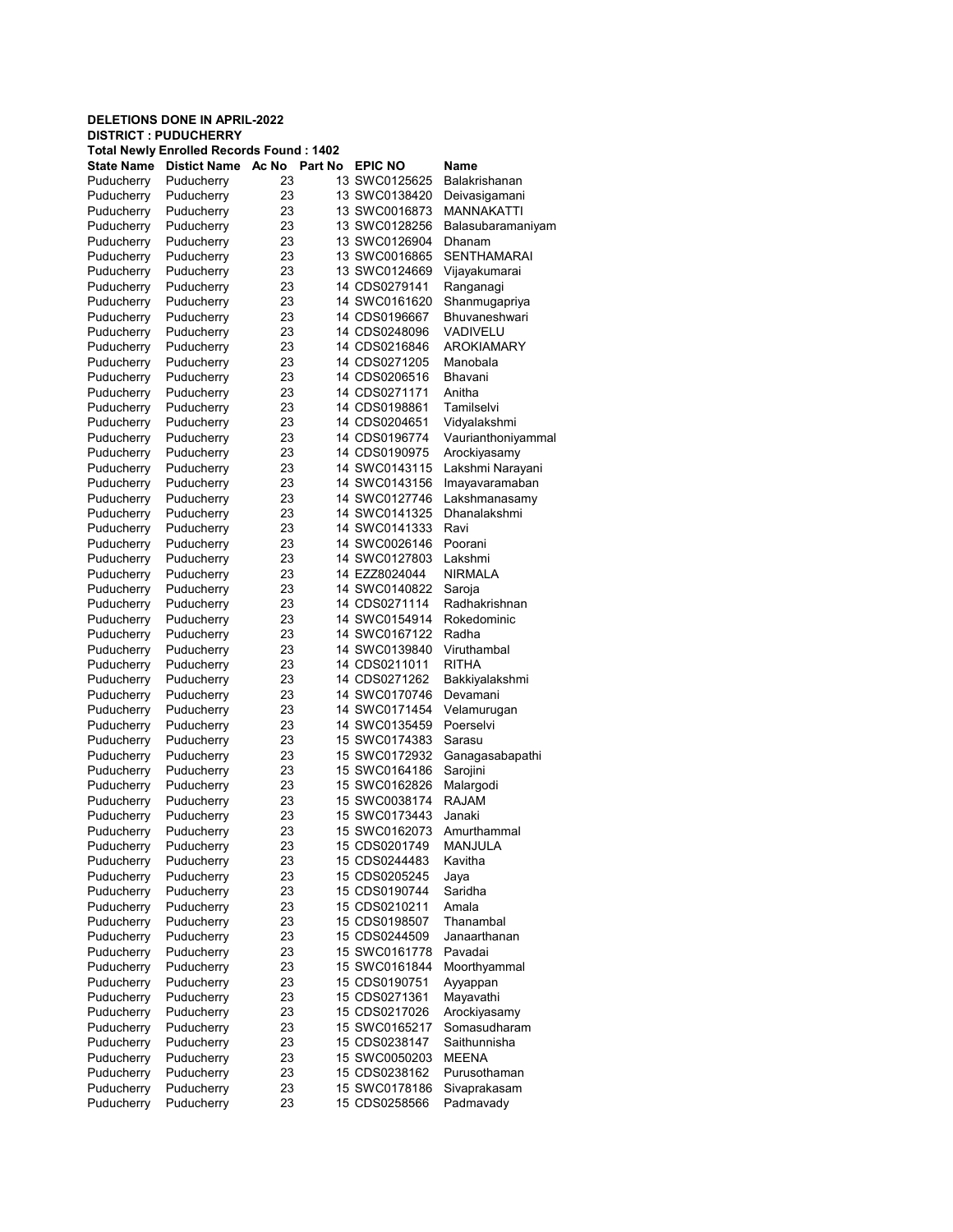**DELETIONS DONE IN APRIL-2022**
**DISTRICT : PUDUCHERRY**
**Total Newly Enrolled Records Found : 1402**

| State Name | Distict Name | Ac No | Part No | EPIC NO | Name |
|---|---|---|---|---|---|
| Puducherry | Puducherry | 23 | 13 | SWC0125625 | Balakrishanan |
| Puducherry | Puducherry | 23 | 13 | SWC0138420 | Deivasigamani |
| Puducherry | Puducherry | 23 | 13 | SWC0016873 | MANNAKATTI |
| Puducherry | Puducherry | 23 | 13 | SWC0128256 | Balasubaramaniyam |
| Puducherry | Puducherry | 23 | 13 | SWC0126904 | Dhanam |
| Puducherry | Puducherry | 23 | 13 | SWC0016865 | SENTHAMARAI |
| Puducherry | Puducherry | 23 | 13 | SWC0124669 | Vijayakumarai |
| Puducherry | Puducherry | 23 | 14 | CDS0279141 | Ranganagi |
| Puducherry | Puducherry | 23 | 14 | SWC0161620 | Shanmugapriya |
| Puducherry | Puducherry | 23 | 14 | CDS0196667 | Bhuvaneshwari |
| Puducherry | Puducherry | 23 | 14 | CDS0248096 | VADIVELU |
| Puducherry | Puducherry | 23 | 14 | CDS0216846 | AROKIAMARY |
| Puducherry | Puducherry | 23 | 14 | CDS0271205 | Manobala |
| Puducherry | Puducherry | 23 | 14 | CDS0206516 | Bhavani |
| Puducherry | Puducherry | 23 | 14 | CDS0271171 | Anitha |
| Puducherry | Puducherry | 23 | 14 | CDS0198861 | Tamilselvi |
| Puducherry | Puducherry | 23 | 14 | CDS0204651 | Vidyalakshmi |
| Puducherry | Puducherry | 23 | 14 | CDS0196774 | Vaurianthoniyammal |
| Puducherry | Puducherry | 23 | 14 | CDS0190975 | Arockiyasamy |
| Puducherry | Puducherry | 23 | 14 | SWC0143115 | Lakshmi Narayani |
| Puducherry | Puducherry | 23 | 14 | SWC0143156 | Imayavaramaban |
| Puducherry | Puducherry | 23 | 14 | SWC0127746 | Lakshmanasamy |
| Puducherry | Puducherry | 23 | 14 | SWC0141325 | Dhanalakshmi |
| Puducherry | Puducherry | 23 | 14 | SWC0141333 | Ravi |
| Puducherry | Puducherry | 23 | 14 | SWC0026146 | Poorani |
| Puducherry | Puducherry | 23 | 14 | SWC0127803 | Lakshmi |
| Puducherry | Puducherry | 23 | 14 | EZZ8024044 | NIRMALA |
| Puducherry | Puducherry | 23 | 14 | SWC0140822 | Saroja |
| Puducherry | Puducherry | 23 | 14 | CDS0271114 | Radhakrishnan |
| Puducherry | Puducherry | 23 | 14 | SWC0154914 | Rokedominic |
| Puducherry | Puducherry | 23 | 14 | SWC0167122 | Radha |
| Puducherry | Puducherry | 23 | 14 | SWC0139840 | Viruthambal |
| Puducherry | Puducherry | 23 | 14 | CDS0211011 | RITHA |
| Puducherry | Puducherry | 23 | 14 | CDS0271262 | Bakkiyalakshmi |
| Puducherry | Puducherry | 23 | 14 | SWC0170746 | Devamani |
| Puducherry | Puducherry | 23 | 14 | SWC0171454 | Velamurugan |
| Puducherry | Puducherry | 23 | 14 | SWC0135459 | Poerselvi |
| Puducherry | Puducherry | 23 | 15 | SWC0174383 | Sarasu |
| Puducherry | Puducherry | 23 | 15 | SWC0172932 | Ganagasabapathi |
| Puducherry | Puducherry | 23 | 15 | SWC0164186 | Sarojini |
| Puducherry | Puducherry | 23 | 15 | SWC0162826 | Malargodi |
| Puducherry | Puducherry | 23 | 15 | SWC0038174 | RAJAM |
| Puducherry | Puducherry | 23 | 15 | SWC0173443 | Janaki |
| Puducherry | Puducherry | 23 | 15 | SWC0162073 | Amurthammal |
| Puducherry | Puducherry | 23 | 15 | CDS0201749 | MANJULA |
| Puducherry | Puducherry | 23 | 15 | CDS0244483 | Kavitha |
| Puducherry | Puducherry | 23 | 15 | CDS0205245 | Jaya |
| Puducherry | Puducherry | 23 | 15 | CDS0190744 | Saridha |
| Puducherry | Puducherry | 23 | 15 | CDS0210211 | Amala |
| Puducherry | Puducherry | 23 | 15 | CDS0198507 | Thanambal |
| Puducherry | Puducherry | 23 | 15 | CDS0244509 | Janaarthanan |
| Puducherry | Puducherry | 23 | 15 | SWC0161778 | Pavadai |
| Puducherry | Puducherry | 23 | 15 | SWC0161844 | Moorthyammal |
| Puducherry | Puducherry | 23 | 15 | CDS0190751 | Ayyappan |
| Puducherry | Puducherry | 23 | 15 | CDS0271361 | Mayavathi |
| Puducherry | Puducherry | 23 | 15 | CDS0217026 | Arockiyasamy |
| Puducherry | Puducherry | 23 | 15 | SWC0165217 | Somasudharam |
| Puducherry | Puducherry | 23 | 15 | CDS0238147 | Saithunnisha |
| Puducherry | Puducherry | 23 | 15 | SWC0050203 | MEENA |
| Puducherry | Puducherry | 23 | 15 | CDS0238162 | Purusothaman |
| Puducherry | Puducherry | 23 | 15 | SWC0178186 | Sivaprakasam |
| Puducherry | Puducherry | 23 | 15 | CDS0258566 | Padmavady |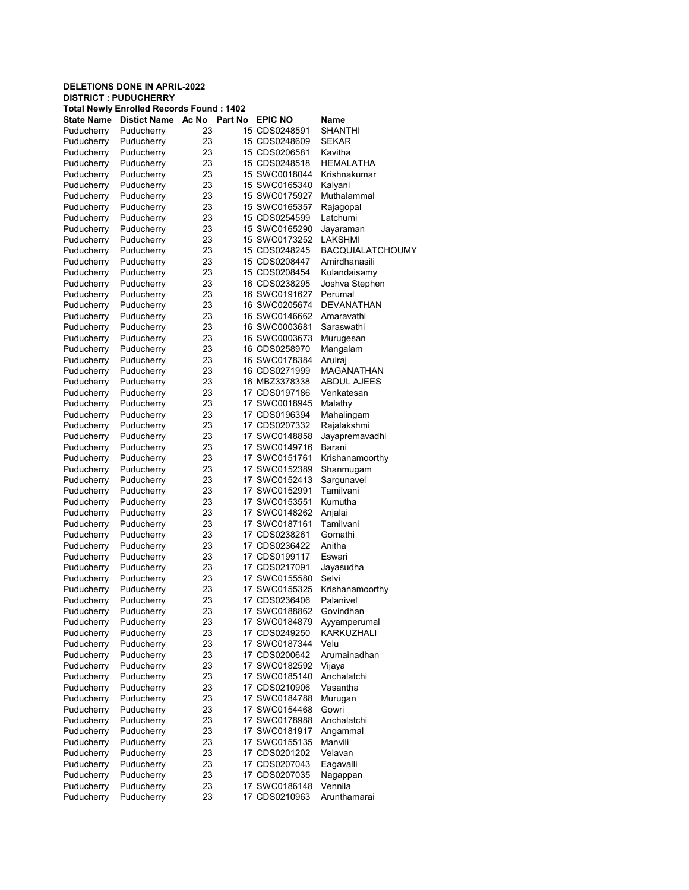**DELETIONS DONE IN APRIL-2022**
**DISTRICT : PUDUCHERRY**
**Total Newly Enrolled Records Found : 1402**

| State Name | Distict Name | Ac No | Part No | EPIC NO | Name |
|---|---|---|---|---|---|
| Puducherry | Puducherry | 23 | 15 | CDS0248591 | SHANTHI |
| Puducherry | Puducherry | 23 | 15 | CDS0248609 | SEKAR |
| Puducherry | Puducherry | 23 | 15 | CDS0206581 | Kavitha |
| Puducherry | Puducherry | 23 | 15 | CDS0248518 | HEMALATHA |
| Puducherry | Puducherry | 23 | 15 | SWC0018044 | Krishnakumar |
| Puducherry | Puducherry | 23 | 15 | SWC0165340 | Kalyani |
| Puducherry | Puducherry | 23 | 15 | SWC0175927 | Muthalammal |
| Puducherry | Puducherry | 23 | 15 | SWC0165357 | Rajagopal |
| Puducherry | Puducherry | 23 | 15 | CDS0254599 | Latchumi |
| Puducherry | Puducherry | 23 | 15 | SWC0165290 | Jayaraman |
| Puducherry | Puducherry | 23 | 15 | SWC0173252 | LAKSHMI |
| Puducherry | Puducherry | 23 | 15 | CDS0248245 | BACQUIALATCHOUMY |
| Puducherry | Puducherry | 23 | 15 | CDS0208447 | Amirdhanasili |
| Puducherry | Puducherry | 23 | 15 | CDS0208454 | Kulandaisamy |
| Puducherry | Puducherry | 23 | 16 | CDS0238295 | Joshva Stephen |
| Puducherry | Puducherry | 23 | 16 | SWC0191627 | Perumal |
| Puducherry | Puducherry | 23 | 16 | SWC0205674 | DEVANATHAN |
| Puducherry | Puducherry | 23 | 16 | SWC0146662 | Amaravathi |
| Puducherry | Puducherry | 23 | 16 | SWC0003681 | Saraswathi |
| Puducherry | Puducherry | 23 | 16 | SWC0003673 | Murugesan |
| Puducherry | Puducherry | 23 | 16 | CDS0258970 | Mangalam |
| Puducherry | Puducherry | 23 | 16 | SWC0178384 | Arulraj |
| Puducherry | Puducherry | 23 | 16 | CDS0271999 | MAGANATHAN |
| Puducherry | Puducherry | 23 | 16 | MBZ3378338 | ABDUL AJEES |
| Puducherry | Puducherry | 23 | 17 | CDS0197186 | Venkatesan |
| Puducherry | Puducherry | 23 | 17 | SWC0018945 | Malathy |
| Puducherry | Puducherry | 23 | 17 | CDS0196394 | Mahalingam |
| Puducherry | Puducherry | 23 | 17 | CDS0207332 | Rajalakshmi |
| Puducherry | Puducherry | 23 | 17 | SWC0148858 | Jayapremavadhi |
| Puducherry | Puducherry | 23 | 17 | SWC0149716 | Barani |
| Puducherry | Puducherry | 23 | 17 | SWC0151761 | Krishanamoorthy |
| Puducherry | Puducherry | 23 | 17 | SWC0152389 | Shanmugam |
| Puducherry | Puducherry | 23 | 17 | SWC0152413 | Sargunavel |
| Puducherry | Puducherry | 23 | 17 | SWC0152991 | Tamilvani |
| Puducherry | Puducherry | 23 | 17 | SWC0153551 | Kumutha |
| Puducherry | Puducherry | 23 | 17 | SWC0148262 | Anjalai |
| Puducherry | Puducherry | 23 | 17 | SWC0187161 | Tamilvani |
| Puducherry | Puducherry | 23 | 17 | CDS0238261 | Gomathi |
| Puducherry | Puducherry | 23 | 17 | CDS0236422 | Anitha |
| Puducherry | Puducherry | 23 | 17 | CDS0199117 | Eswari |
| Puducherry | Puducherry | 23 | 17 | CDS0217091 | Jayasudha |
| Puducherry | Puducherry | 23 | 17 | SWC0155580 | Selvi |
| Puducherry | Puducherry | 23 | 17 | SWC0155325 | Krishanamoorthy |
| Puducherry | Puducherry | 23 | 17 | CDS0236406 | Palanivel |
| Puducherry | Puducherry | 23 | 17 | SWC0188862 | Govindhan |
| Puducherry | Puducherry | 23 | 17 | SWC0184879 | Ayyamperumal |
| Puducherry | Puducherry | 23 | 17 | CDS0249250 | KARKUZHALI |
| Puducherry | Puducherry | 23 | 17 | SWC0187344 | Velu |
| Puducherry | Puducherry | 23 | 17 | CDS0200642 | Arumainadhan |
| Puducherry | Puducherry | 23 | 17 | SWC0182592 | Vijaya |
| Puducherry | Puducherry | 23 | 17 | SWC0185140 | Anchalatchi |
| Puducherry | Puducherry | 23 | 17 | CDS0210906 | Vasantha |
| Puducherry | Puducherry | 23 | 17 | SWC0184788 | Murugan |
| Puducherry | Puducherry | 23 | 17 | SWC0154468 | Gowri |
| Puducherry | Puducherry | 23 | 17 | SWC0178988 | Anchalatchi |
| Puducherry | Puducherry | 23 | 17 | SWC0181917 | Angammal |
| Puducherry | Puducherry | 23 | 17 | SWC0155135 | Manvili |
| Puducherry | Puducherry | 23 | 17 | CDS0201202 | Velavan |
| Puducherry | Puducherry | 23 | 17 | CDS0207043 | Eagavalli |
| Puducherry | Puducherry | 23 | 17 | CDS0207035 | Nagappan |
| Puducherry | Puducherry | 23 | 17 | SWC0186148 | Vennila |
| Puducherry | Puducherry | 23 | 17 | CDS0210963 | Arunthamarai |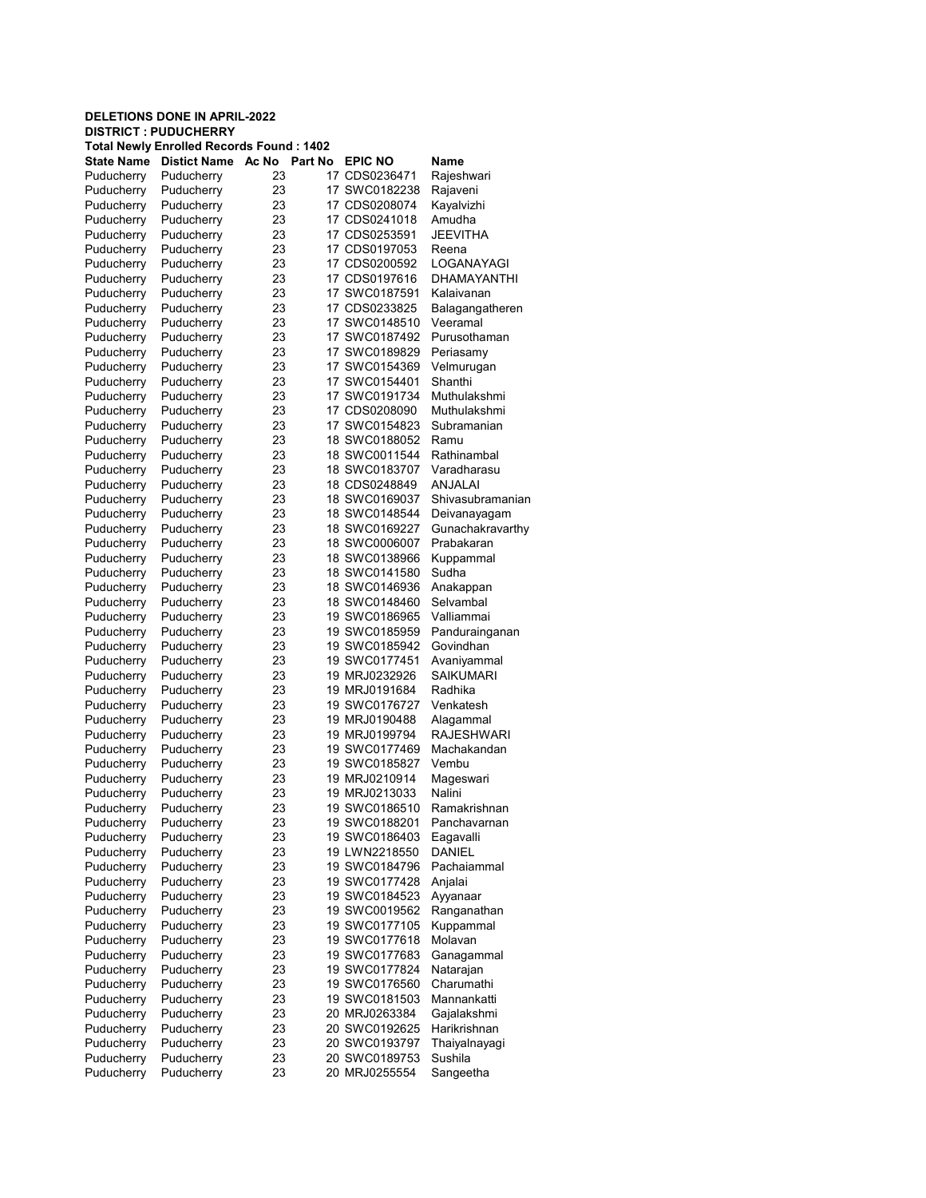**DELETIONS DONE IN APRIL-2022**
**DISTRICT : PUDUCHERRY**
**Total Newly Enrolled Records Found : 1402**

| State Name | Distict Name | Ac No | Part No | EPIC NO | Name |
|---|---|---|---|---|---|
| Puducherry | Puducherry | 23 | 17 | CDS0236471 | Rajeshwari |
| Puducherry | Puducherry | 23 | 17 | SWC0182238 | Rajaveni |
| Puducherry | Puducherry | 23 | 17 | CDS0208074 | Kayalvizhi |
| Puducherry | Puducherry | 23 | 17 | CDS0241018 | Amudha |
| Puducherry | Puducherry | 23 | 17 | CDS0253591 | JEEVITHA |
| Puducherry | Puducherry | 23 | 17 | CDS0197053 | Reena |
| Puducherry | Puducherry | 23 | 17 | CDS0200592 | LOGANAYAGI |
| Puducherry | Puducherry | 23 | 17 | CDS0197616 | DHAMAYANTHI |
| Puducherry | Puducherry | 23 | 17 | SWC0187591 | Kalaivanan |
| Puducherry | Puducherry | 23 | 17 | CDS0233825 | Balagangatheren |
| Puducherry | Puducherry | 23 | 17 | SWC0148510 | Veeramal |
| Puducherry | Puducherry | 23 | 17 | SWC0187492 | Purusothaman |
| Puducherry | Puducherry | 23 | 17 | SWC0189829 | Periasamy |
| Puducherry | Puducherry | 23 | 17 | SWC0154369 | Velmurugan |
| Puducherry | Puducherry | 23 | 17 | SWC0154401 | Shanthi |
| Puducherry | Puducherry | 23 | 17 | SWC0191734 | Muthulakshmi |
| Puducherry | Puducherry | 23 | 17 | CDS0208090 | Muthulakshmi |
| Puducherry | Puducherry | 23 | 17 | SWC0154823 | Subramanian |
| Puducherry | Puducherry | 23 | 18 | SWC0188052 | Ramu |
| Puducherry | Puducherry | 23 | 18 | SWC0011544 | Rathinambal |
| Puducherry | Puducherry | 23 | 18 | SWC0183707 | Varadharasu |
| Puducherry | Puducherry | 23 | 18 | CDS0248849 | ANJALAI |
| Puducherry | Puducherry | 23 | 18 | SWC0169037 | Shivasubramanian |
| Puducherry | Puducherry | 23 | 18 | SWC0148544 | Deivanayagam |
| Puducherry | Puducherry | 23 | 18 | SWC0169227 | Gunachakravarthy |
| Puducherry | Puducherry | 23 | 18 | SWC0006007 | Prabakaran |
| Puducherry | Puducherry | 23 | 18 | SWC0138966 | Kuppammal |
| Puducherry | Puducherry | 23 | 18 | SWC0141580 | Sudha |
| Puducherry | Puducherry | 23 | 18 | SWC0146936 | Anakappan |
| Puducherry | Puducherry | 23 | 18 | SWC0148460 | Selvambal |
| Puducherry | Puducherry | 23 | 19 | SWC0186965 | Valliammai |
| Puducherry | Puducherry | 23 | 19 | SWC0185959 | Pandurainganan |
| Puducherry | Puducherry | 23 | 19 | SWC0185942 | Govindhan |
| Puducherry | Puducherry | 23 | 19 | SWC0177451 | Avaniyammal |
| Puducherry | Puducherry | 23 | 19 | MRJ0232926 | SAIKUMARI |
| Puducherry | Puducherry | 23 | 19 | MRJ0191684 | Radhika |
| Puducherry | Puducherry | 23 | 19 | SWC0176727 | Venkatesh |
| Puducherry | Puducherry | 23 | 19 | MRJ0190488 | Alagammal |
| Puducherry | Puducherry | 23 | 19 | MRJ0199794 | RAJESHWARI |
| Puducherry | Puducherry | 23 | 19 | SWC0177469 | Machakandan |
| Puducherry | Puducherry | 23 | 19 | SWC0185827 | Vembu |
| Puducherry | Puducherry | 23 | 19 | MRJ0210914 | Mageswari |
| Puducherry | Puducherry | 23 | 19 | MRJ0213033 | Nalini |
| Puducherry | Puducherry | 23 | 19 | SWC0186510 | Ramakrishnan |
| Puducherry | Puducherry | 23 | 19 | SWC0188201 | Panchavarnan |
| Puducherry | Puducherry | 23 | 19 | SWC0186403 | Eagavalli |
| Puducherry | Puducherry | 23 | 19 | LWN2218550 | DANIEL |
| Puducherry | Puducherry | 23 | 19 | SWC0184796 | Pachaiammal |
| Puducherry | Puducherry | 23 | 19 | SWC0177428 | Anjalai |
| Puducherry | Puducherry | 23 | 19 | SWC0184523 | Ayyanaar |
| Puducherry | Puducherry | 23 | 19 | SWC0019562 | Ranganathan |
| Puducherry | Puducherry | 23 | 19 | SWC0177105 | Kuppammal |
| Puducherry | Puducherry | 23 | 19 | SWC0177618 | Molavan |
| Puducherry | Puducherry | 23 | 19 | SWC0177683 | Ganagammal |
| Puducherry | Puducherry | 23 | 19 | SWC0177824 | Natarajan |
| Puducherry | Puducherry | 23 | 19 | SWC0176560 | Charumathi |
| Puducherry | Puducherry | 23 | 19 | SWC0181503 | Mannankatti |
| Puducherry | Puducherry | 23 | 20 | MRJ0263384 | Gajalakshmi |
| Puducherry | Puducherry | 23 | 20 | SWC0192625 | Harikrishnan |
| Puducherry | Puducherry | 23 | 20 | SWC0193797 | Thaiyalnayagi |
| Puducherry | Puducherry | 23 | 20 | SWC0189753 | Sushila |
| Puducherry | Puducherry | 23 | 20 | MRJ0255554 | Sangeetha |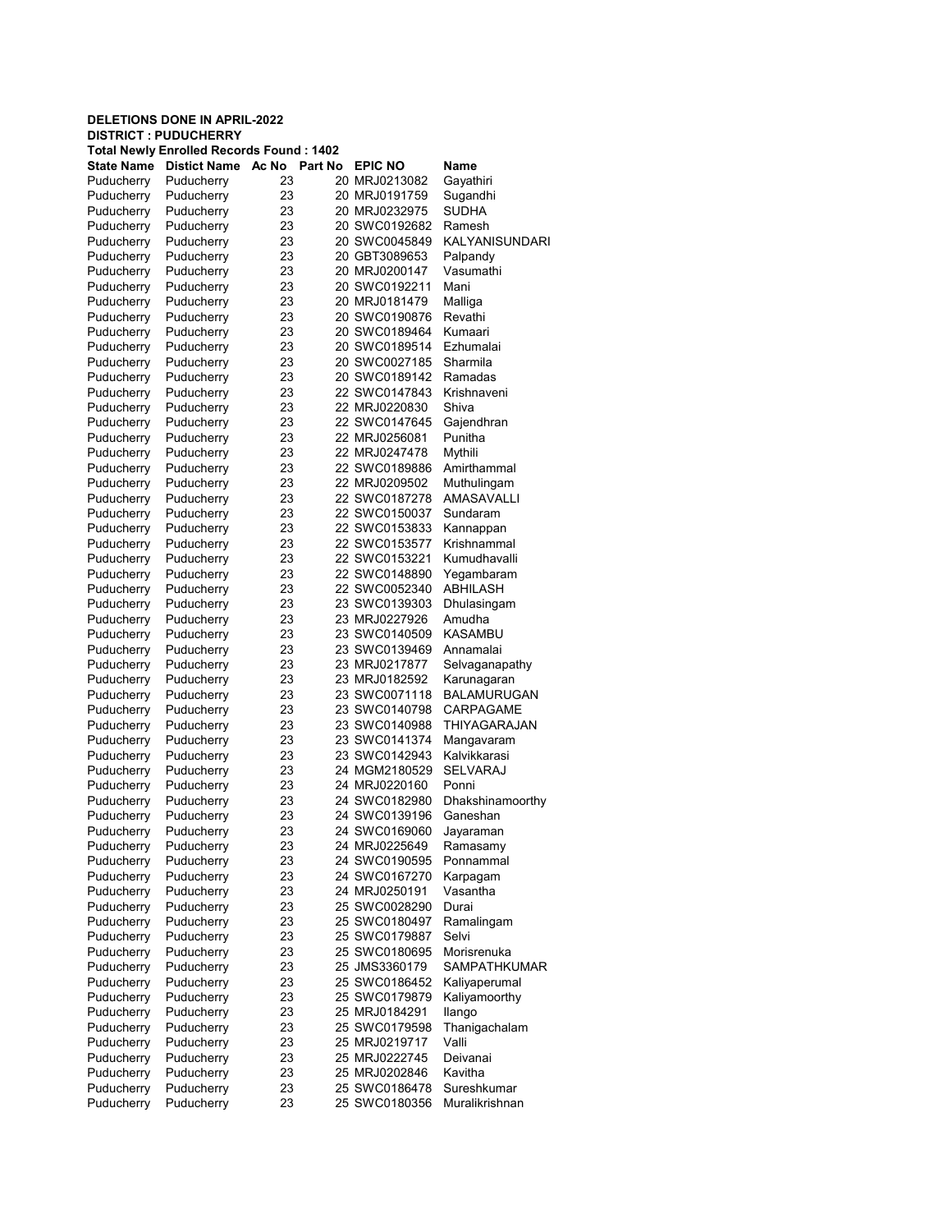**DELETIONS DONE IN APRIL-2022**
**DISTRICT : PUDUCHERRY**
**Total Newly Enrolled Records Found : 1402**

| State Name | Distict Name | Ac No | Part No | EPIC NO | Name |
|---|---|---|---|---|---|
| Puducherry | Puducherry | 23 | 20 | MRJ0213082 | Gayathiri |
| Puducherry | Puducherry | 23 | 20 | MRJ0191759 | Sugandhi |
| Puducherry | Puducherry | 23 | 20 | MRJ0232975 | SUDHA |
| Puducherry | Puducherry | 23 | 20 | SWC0192682 | Ramesh |
| Puducherry | Puducherry | 23 | 20 | SWC0045849 | KALYANISUNDARI |
| Puducherry | Puducherry | 23 | 20 | GBT3089653 | Palpandy |
| Puducherry | Puducherry | 23 | 20 | MRJ0200147 | Vasumathi |
| Puducherry | Puducherry | 23 | 20 | SWC0192211 | Mani |
| Puducherry | Puducherry | 23 | 20 | MRJ0181479 | Malliga |
| Puducherry | Puducherry | 23 | 20 | SWC0190876 | Revathi |
| Puducherry | Puducherry | 23 | 20 | SWC0189464 | Kumaari |
| Puducherry | Puducherry | 23 | 20 | SWC0189514 | Ezhumalai |
| Puducherry | Puducherry | 23 | 20 | SWC0027185 | Sharmila |
| Puducherry | Puducherry | 23 | 20 | SWC0189142 | Ramadas |
| Puducherry | Puducherry | 23 | 22 | SWC0147843 | Krishnaveni |
| Puducherry | Puducherry | 23 | 22 | MRJ0220830 | Shiva |
| Puducherry | Puducherry | 23 | 22 | SWC0147645 | Gajendhran |
| Puducherry | Puducherry | 23 | 22 | MRJ0256081 | Punitha |
| Puducherry | Puducherry | 23 | 22 | MRJ0247478 | Mythili |
| Puducherry | Puducherry | 23 | 22 | SWC0189886 | Amirthammal |
| Puducherry | Puducherry | 23 | 22 | MRJ0209502 | Muthulingam |
| Puducherry | Puducherry | 23 | 22 | SWC0187278 | AMASAVALLI |
| Puducherry | Puducherry | 23 | 22 | SWC0150037 | Sundaram |
| Puducherry | Puducherry | 23 | 22 | SWC0153833 | Kannappan |
| Puducherry | Puducherry | 23 | 22 | SWC0153577 | Krishnammal |
| Puducherry | Puducherry | 23 | 22 | SWC0153221 | Kumudhavalli |
| Puducherry | Puducherry | 23 | 22 | SWC0148890 | Yegambaram |
| Puducherry | Puducherry | 23 | 22 | SWC0052340 | ABHILASH |
| Puducherry | Puducherry | 23 | 23 | SWC0139303 | Dhulasingam |
| Puducherry | Puducherry | 23 | 23 | MRJ0227926 | Amudha |
| Puducherry | Puducherry | 23 | 23 | SWC0140509 | KASAMBU |
| Puducherry | Puducherry | 23 | 23 | SWC0139469 | Annamalai |
| Puducherry | Puducherry | 23 | 23 | MRJ0217877 | Selvaganapathy |
| Puducherry | Puducherry | 23 | 23 | MRJ0182592 | Karunagaran |
| Puducherry | Puducherry | 23 | 23 | SWC0071118 | BALAMURUGAN |
| Puducherry | Puducherry | 23 | 23 | SWC0140798 | CARPAGAME |
| Puducherry | Puducherry | 23 | 23 | SWC0140988 | THIYAGARAJAN |
| Puducherry | Puducherry | 23 | 23 | SWC0141374 | Mangavaram |
| Puducherry | Puducherry | 23 | 23 | SWC0142943 | Kalvikkarasi |
| Puducherry | Puducherry | 23 | 24 | MGM2180529 | SELVARAJ |
| Puducherry | Puducherry | 23 | 24 | MRJ0220160 | Ponni |
| Puducherry | Puducherry | 23 | 24 | SWC0182980 | Dhakshinamoorthy |
| Puducherry | Puducherry | 23 | 24 | SWC0139196 | Ganeshan |
| Puducherry | Puducherry | 23 | 24 | SWC0169060 | Jayaraman |
| Puducherry | Puducherry | 23 | 24 | MRJ0225649 | Ramasamy |
| Puducherry | Puducherry | 23 | 24 | SWC0190595 | Ponnammal |
| Puducherry | Puducherry | 23 | 24 | SWC0167270 | Karpagam |
| Puducherry | Puducherry | 23 | 24 | MRJ0250191 | Vasantha |
| Puducherry | Puducherry | 23 | 25 | SWC0028290 | Durai |
| Puducherry | Puducherry | 23 | 25 | SWC0180497 | Ramalingam |
| Puducherry | Puducherry | 23 | 25 | SWC0179887 | Selvi |
| Puducherry | Puducherry | 23 | 25 | SWC0180695 | Morisrenuka |
| Puducherry | Puducherry | 23 | 25 | JMS3360179 | SAMPATHKUMAR |
| Puducherry | Puducherry | 23 | 25 | SWC0186452 | Kaliyaperumal |
| Puducherry | Puducherry | 23 | 25 | SWC0179879 | Kaliyamoorthy |
| Puducherry | Puducherry | 23 | 25 | MRJ0184291 | Ilango |
| Puducherry | Puducherry | 23 | 25 | SWC0179598 | Thanigachalam |
| Puducherry | Puducherry | 23 | 25 | MRJ0219717 | Valli |
| Puducherry | Puducherry | 23 | 25 | MRJ0222745 | Deivanai |
| Puducherry | Puducherry | 23 | 25 | MRJ0202846 | Kavitha |
| Puducherry | Puducherry | 23 | 25 | SWC0186478 | Sureshkumar |
| Puducherry | Puducherry | 23 | 25 | SWC0180356 | Muralikrishnan |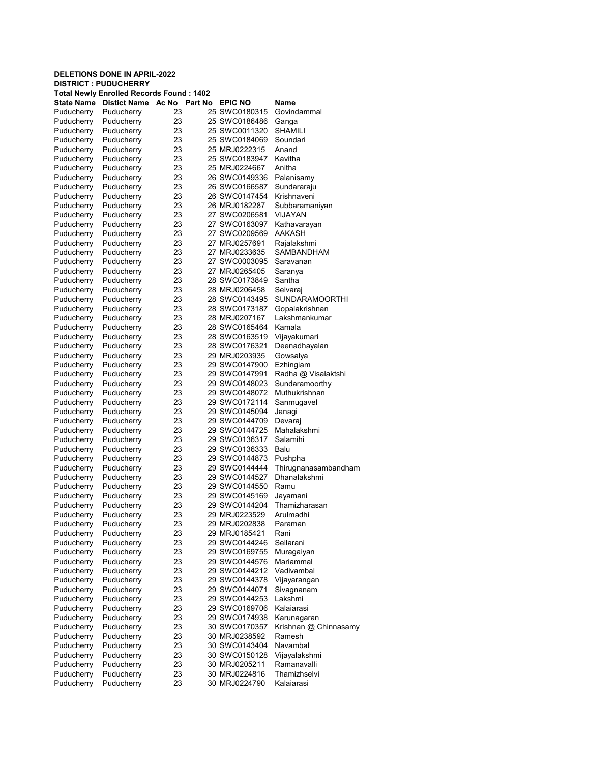**DELETIONS DONE IN APRIL-2022**
**DISTRICT : PUDUCHERRY**
**Total Newly Enrolled Records Found : 1402**

| State Name | Distict Name | Ac No | Part No | EPIC NO | Name |
|---|---|---|---|---|---|
| Puducherry | Puducherry | 23 | 25 | SWC0180315 | Govindammal |
| Puducherry | Puducherry | 23 | 25 | SWC0186486 | Ganga |
| Puducherry | Puducherry | 23 | 25 | SWC0011320 | SHAMILI |
| Puducherry | Puducherry | 23 | 25 | SWC0184069 | Soundari |
| Puducherry | Puducherry | 23 | 25 | MRJ0222315 | Anand |
| Puducherry | Puducherry | 23 | 25 | SWC0183947 | Kavitha |
| Puducherry | Puducherry | 23 | 25 | MRJ0224667 | Anitha |
| Puducherry | Puducherry | 23 | 26 | SWC0149336 | Palanisamy |
| Puducherry | Puducherry | 23 | 26 | SWC0166587 | Sundararaju |
| Puducherry | Puducherry | 23 | 26 | SWC0147454 | Krishnaveni |
| Puducherry | Puducherry | 23 | 26 | MRJ0182287 | Subbaramaniyan |
| Puducherry | Puducherry | 23 | 27 | SWC0206581 | VIJAYAN |
| Puducherry | Puducherry | 23 | 27 | SWC0163097 | Kathavarayan |
| Puducherry | Puducherry | 23 | 27 | SWC0209569 | AAKASH |
| Puducherry | Puducherry | 23 | 27 | MRJ0257691 | Rajalakshmi |
| Puducherry | Puducherry | 23 | 27 | MRJ0233635 | SAMBANDHAM |
| Puducherry | Puducherry | 23 | 27 | SWC0003095 | Saravanan |
| Puducherry | Puducherry | 23 | 27 | MRJ0265405 | Saranya |
| Puducherry | Puducherry | 23 | 28 | SWC0173849 | Santha |
| Puducherry | Puducherry | 23 | 28 | MRJ0206458 | Selvaraj |
| Puducherry | Puducherry | 23 | 28 | SWC0143495 | SUNDARAMOORTHI |
| Puducherry | Puducherry | 23 | 28 | SWC0173187 | Gopalakrishnan |
| Puducherry | Puducherry | 23 | 28 | MRJ0207167 | Lakshmankumar |
| Puducherry | Puducherry | 23 | 28 | SWC0165464 | Kamala |
| Puducherry | Puducherry | 23 | 28 | SWC0163519 | Vijayakumari |
| Puducherry | Puducherry | 23 | 28 | SWC0176321 | Deenadhayalan |
| Puducherry | Puducherry | 23 | 29 | MRJ0203935 | Gowsalya |
| Puducherry | Puducherry | 23 | 29 | SWC0147900 | Ezhingiam |
| Puducherry | Puducherry | 23 | 29 | SWC0147991 | Radha @ Visalaktshi |
| Puducherry | Puducherry | 23 | 29 | SWC0148023 | Sundaramoorthy |
| Puducherry | Puducherry | 23 | 29 | SWC0148072 | Muthukrishnan |
| Puducherry | Puducherry | 23 | 29 | SWC0172114 | Sanmugavel |
| Puducherry | Puducherry | 23 | 29 | SWC0145094 | Janagi |
| Puducherry | Puducherry | 23 | 29 | SWC0144709 | Devaraj |
| Puducherry | Puducherry | 23 | 29 | SWC0144725 | Mahalakshmi |
| Puducherry | Puducherry | 23 | 29 | SWC0136317 | Salamihi |
| Puducherry | Puducherry | 23 | 29 | SWC0136333 | Balu |
| Puducherry | Puducherry | 23 | 29 | SWC0144873 | Pushpha |
| Puducherry | Puducherry | 23 | 29 | SWC0144444 | Thirugnanasambandham |
| Puducherry | Puducherry | 23 | 29 | SWC0144527 | Dhanalakshmi |
| Puducherry | Puducherry | 23 | 29 | SWC0144550 | Ramu |
| Puducherry | Puducherry | 23 | 29 | SWC0145169 | Jayamani |
| Puducherry | Puducherry | 23 | 29 | SWC0144204 | Thamizharasan |
| Puducherry | Puducherry | 23 | 29 | MRJ0223529 | Arulmadhi |
| Puducherry | Puducherry | 23 | 29 | MRJ0202838 | Paraman |
| Puducherry | Puducherry | 23 | 29 | MRJ0185421 | Rani |
| Puducherry | Puducherry | 23 | 29 | SWC0144246 | Sellarani |
| Puducherry | Puducherry | 23 | 29 | SWC0169755 | Muragaiyan |
| Puducherry | Puducherry | 23 | 29 | SWC0144576 | Mariammal |
| Puducherry | Puducherry | 23 | 29 | SWC0144212 | Vadivambal |
| Puducherry | Puducherry | 23 | 29 | SWC0144378 | Vijayarangan |
| Puducherry | Puducherry | 23 | 29 | SWC0144071 | Sivagnanam |
| Puducherry | Puducherry | 23 | 29 | SWC0144253 | Lakshmi |
| Puducherry | Puducherry | 23 | 29 | SWC0169706 | Kalaiarasi |
| Puducherry | Puducherry | 23 | 29 | SWC0174938 | Karunagaran |
| Puducherry | Puducherry | 23 | 30 | SWC0170357 | Krishnan @ Chinnasamy |
| Puducherry | Puducherry | 23 | 30 | MRJ0238592 | Ramesh |
| Puducherry | Puducherry | 23 | 30 | SWC0143404 | Navambal |
| Puducherry | Puducherry | 23 | 30 | SWC0150128 | Vijayalakshmi |
| Puducherry | Puducherry | 23 | 30 | MRJ0205211 | Ramanavalli |
| Puducherry | Puducherry | 23 | 30 | MRJ0224816 | Thamizhselvi |
| Puducherry | Puducherry | 23 | 30 | MRJ0224790 | Kalaiarasi |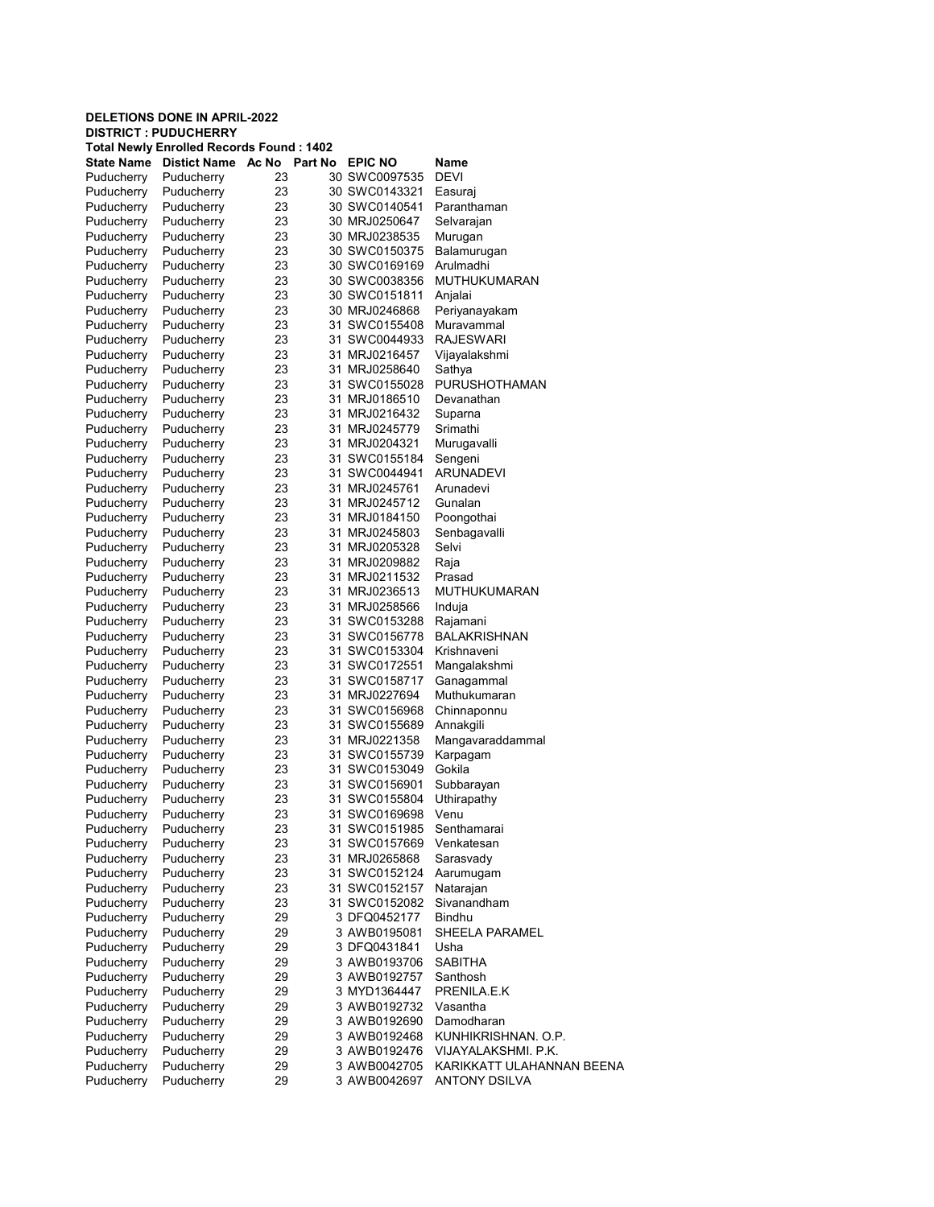**DELETIONS DONE IN APRIL-2022**
**DISTRICT : PUDUCHERRY**
**Total Newly Enrolled Records Found : 1402**

| State Name | Distict Name | Ac No | Part No | EPIC NO | Name |
|---|---|---|---|---|---|
| Puducherry | Puducherry | 23 | 30 | SWC0097535 | DEVI |
| Puducherry | Puducherry | 23 | 30 | SWC0143321 | Easuraj |
| Puducherry | Puducherry | 23 | 30 | SWC0140541 | Paranthaman |
| Puducherry | Puducherry | 23 | 30 | MRJ0250647 | Selvarajan |
| Puducherry | Puducherry | 23 | 30 | MRJ0238535 | Murugan |
| Puducherry | Puducherry | 23 | 30 | SWC0150375 | Balamurugan |
| Puducherry | Puducherry | 23 | 30 | SWC0169169 | Arulmadhi |
| Puducherry | Puducherry | 23 | 30 | SWC0038356 | MUTHUKUMARAN |
| Puducherry | Puducherry | 23 | 30 | SWC0151811 | Anjalai |
| Puducherry | Puducherry | 23 | 30 | MRJ0246868 | Periyanayakam |
| Puducherry | Puducherry | 23 | 31 | SWC0155408 | Muravammal |
| Puducherry | Puducherry | 23 | 31 | SWC0044933 | RAJESWARI |
| Puducherry | Puducherry | 23 | 31 | MRJ0216457 | Vijayalakshmi |
| Puducherry | Puducherry | 23 | 31 | MRJ0258640 | Sathya |
| Puducherry | Puducherry | 23 | 31 | SWC0155028 | PURUSHOTHAMAN |
| Puducherry | Puducherry | 23 | 31 | MRJ0186510 | Devanathan |
| Puducherry | Puducherry | 23 | 31 | MRJ0216432 | Suparna |
| Puducherry | Puducherry | 23 | 31 | MRJ0245779 | Srimathi |
| Puducherry | Puducherry | 23 | 31 | MRJ0204321 | Murugavalli |
| Puducherry | Puducherry | 23 | 31 | SWC0155184 | Sengeni |
| Puducherry | Puducherry | 23 | 31 | SWC0044941 | ARUNADEVI |
| Puducherry | Puducherry | 23 | 31 | MRJ0245761 | Arunadevi |
| Puducherry | Puducherry | 23 | 31 | MRJ0245712 | Gunalan |
| Puducherry | Puducherry | 23 | 31 | MRJ0184150 | Poongothai |
| Puducherry | Puducherry | 23 | 31 | MRJ0245803 | Senbagavalli |
| Puducherry | Puducherry | 23 | 31 | MRJ0205328 | Selvi |
| Puducherry | Puducherry | 23 | 31 | MRJ0209882 | Raja |
| Puducherry | Puducherry | 23 | 31 | MRJ0211532 | Prasad |
| Puducherry | Puducherry | 23 | 31 | MRJ0236513 | MUTHUKUMARAN |
| Puducherry | Puducherry | 23 | 31 | MRJ0258566 | Induja |
| Puducherry | Puducherry | 23 | 31 | SWC0153288 | Rajamani |
| Puducherry | Puducherry | 23 | 31 | SWC0156778 | BALAKRISHNAN |
| Puducherry | Puducherry | 23 | 31 | SWC0153304 | Krishnaveni |
| Puducherry | Puducherry | 23 | 31 | SWC0172551 | Mangalakshmi |
| Puducherry | Puducherry | 23 | 31 | SWC0158717 | Ganagammal |
| Puducherry | Puducherry | 23 | 31 | MRJ0227694 | Muthukumaran |
| Puducherry | Puducherry | 23 | 31 | SWC0156968 | Chinnaponnu |
| Puducherry | Puducherry | 23 | 31 | SWC0155689 | Annakgili |
| Puducherry | Puducherry | 23 | 31 | MRJ0221358 | Mangavaraddammal |
| Puducherry | Puducherry | 23 | 31 | SWC0155739 | Karpagam |
| Puducherry | Puducherry | 23 | 31 | SWC0153049 | Gokila |
| Puducherry | Puducherry | 23 | 31 | SWC0156901 | Subbarayan |
| Puducherry | Puducherry | 23 | 31 | SWC0155804 | Uthirapathy |
| Puducherry | Puducherry | 23 | 31 | SWC0169698 | Venu |
| Puducherry | Puducherry | 23 | 31 | SWC0151985 | Senthamarai |
| Puducherry | Puducherry | 23 | 31 | SWC0157669 | Venkatesan |
| Puducherry | Puducherry | 23 | 31 | MRJ0265868 | Sarasvady |
| Puducherry | Puducherry | 23 | 31 | SWC0152124 | Aarumugam |
| Puducherry | Puducherry | 23 | 31 | SWC0152157 | Natarajan |
| Puducherry | Puducherry | 23 | 31 | SWC0152082 | Sivanandham |
| Puducherry | Puducherry | 29 | 3 | DFQ0452177 | Bindhu |
| Puducherry | Puducherry | 29 | 3 | AWB0195081 | SHEELA PARAMEL |
| Puducherry | Puducherry | 29 | 3 | DFQ0431841 | Usha |
| Puducherry | Puducherry | 29 | 3 | AWB0193706 | SABITHA |
| Puducherry | Puducherry | 29 | 3 | AWB0192757 | Santhosh |
| Puducherry | Puducherry | 29 | 3 | MYD1364447 | PRENILA.E.K |
| Puducherry | Puducherry | 29 | 3 | AWB0192732 | Vasantha |
| Puducherry | Puducherry | 29 | 3 | AWB0192690 | Damodharan |
| Puducherry | Puducherry | 29 | 3 | AWB0192468 | KUNHIKRISHNAN. O.P. |
| Puducherry | Puducherry | 29 | 3 | AWB0192476 | VIJAYALAKSHMI. P.K. |
| Puducherry | Puducherry | 29 | 3 | AWB0042705 | KARIKKATT ULAHANNAN BEENA |
| Puducherry | Puducherry | 29 | 3 | AWB0042697 | ANTONY DSILVA |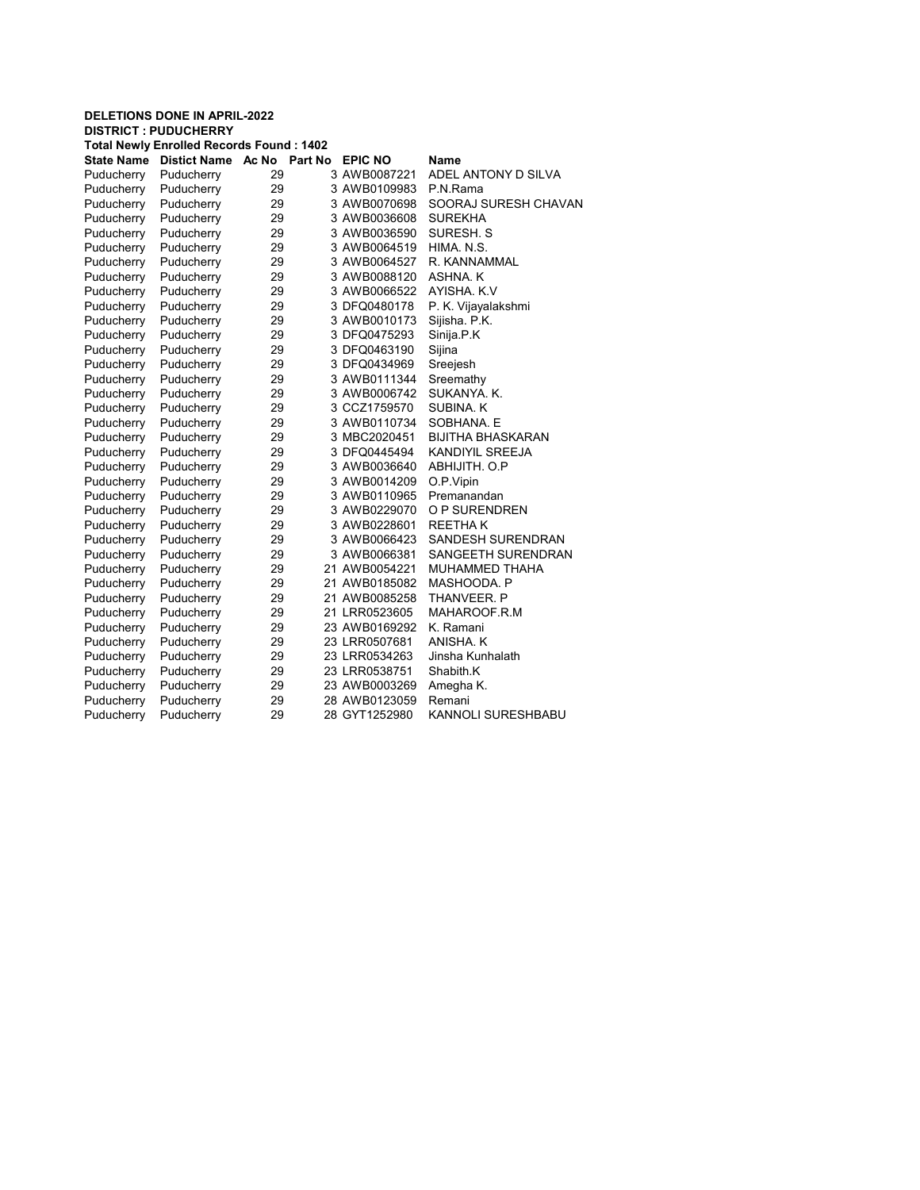**DELETIONS DONE IN APRIL-2022**
**DISTRICT : PUDUCHERRY**
**Total Newly Enrolled Records Found : 1402**

| State Name | Distict Name | Ac No | Part No | EPIC NO | Name |
|---|---|---|---|---|---|
| Puducherry | Puducherry | 29 | 3 | AWB0087221 | ADEL ANTONY D SILVA |
| Puducherry | Puducherry | 29 | 3 | AWB0109983 | P.N.Rama |
| Puducherry | Puducherry | 29 | 3 | AWB0070698 | SOORAJ SURESH CHAVAN |
| Puducherry | Puducherry | 29 | 3 | AWB0036608 | SUREKHA |
| Puducherry | Puducherry | 29 | 3 | AWB0036590 | SURESH. S |
| Puducherry | Puducherry | 29 | 3 | AWB0064519 | HIMA. N.S. |
| Puducherry | Puducherry | 29 | 3 | AWB0064527 | R. KANNAMMAL |
| Puducherry | Puducherry | 29 | 3 | AWB0088120 | ASHNA. K |
| Puducherry | Puducherry | 29 | 3 | AWB0066522 | AYISHA. K.V |
| Puducherry | Puducherry | 29 | 3 | DFQ0480178 | P. K. Vijayalakshmi |
| Puducherry | Puducherry | 29 | 3 | AWB0010173 | Sijisha. P.K. |
| Puducherry | Puducherry | 29 | 3 | DFQ0475293 | Sinija.P.K |
| Puducherry | Puducherry | 29 | 3 | DFQ0463190 | Sijina |
| Puducherry | Puducherry | 29 | 3 | DFQ0434969 | Sreejesh |
| Puducherry | Puducherry | 29 | 3 | AWB0111344 | Sreemathy |
| Puducherry | Puducherry | 29 | 3 | AWB0006742 | SUKANYA. K. |
| Puducherry | Puducherry | 29 | 3 | CCZ1759570 | SUBINA. K |
| Puducherry | Puducherry | 29 | 3 | AWB0110734 | SOBHANA. E |
| Puducherry | Puducherry | 29 | 3 | MBC2020451 | BIJITHA BHASKARAN |
| Puducherry | Puducherry | 29 | 3 | DFQ0445494 | KANDIYIL SREEJA |
| Puducherry | Puducherry | 29 | 3 | AWB0036640 | ABHIJITH. O.P |
| Puducherry | Puducherry | 29 | 3 | AWB0014209 | O.P.Vipin |
| Puducherry | Puducherry | 29 | 3 | AWB0110965 | Premanandan |
| Puducherry | Puducherry | 29 | 3 | AWB0229070 | O P SURENDREN |
| Puducherry | Puducherry | 29 | 3 | AWB0228601 | REETHA K |
| Puducherry | Puducherry | 29 | 3 | AWB0066423 | SANDESH SURENDRAN |
| Puducherry | Puducherry | 29 | 3 | AWB0066381 | SANGEETH SURENDRAN |
| Puducherry | Puducherry | 29 | 21 | AWB0054221 | MUHAMMED THAHA |
| Puducherry | Puducherry | 29 | 21 | AWB0185082 | MASHOODA. P |
| Puducherry | Puducherry | 29 | 21 | AWB0085258 | THANVEER. P |
| Puducherry | Puducherry | 29 | 21 | LRR0523605 | MAHAROOF.R.M |
| Puducherry | Puducherry | 29 | 23 | AWB0169292 | K. Ramani |
| Puducherry | Puducherry | 29 | 23 | LRR0507681 | ANISHA. K |
| Puducherry | Puducherry | 29 | 23 | LRR0534263 | Jinsha Kunhalath |
| Puducherry | Puducherry | 29 | 23 | LRR0538751 | Shabith.K |
| Puducherry | Puducherry | 29 | 23 | AWB0003269 | Amegha K. |
| Puducherry | Puducherry | 29 | 28 | AWB0123059 | Remani |
| Puducherry | Puducherry | 29 | 28 | GYT1252980 | KANNOLI SURESHBABU |